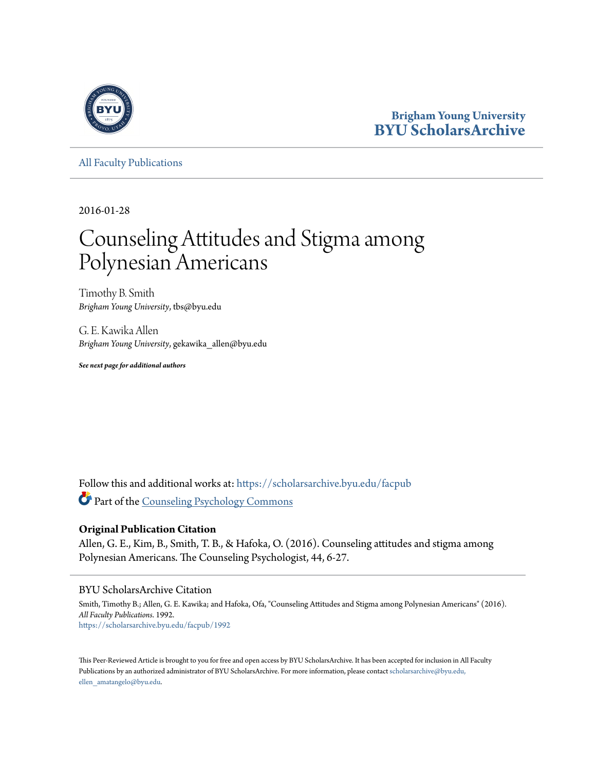Brigham Young University
BYU ScholarsArchive

All Faculty Publications

2016-01-28

# Counseling Attitudes and Stigma among Polynesian Americans

Timothy B. Smith
*Brigham Young University*, tbs@byu.edu

G. E. Kawika Allen
*Brigham Young University*, gekawika_allen@byu.edu

***See next page for additional authors***

Follow this and additional works at: https://scholarsarchive.byu.edu/facpub

Part of the Counseling Psychology Commons

**Original Publication Citation**

Allen, G. E., Kim, B., Smith, T. B., & Hafoka, O. (2016). Counseling attitudes and stigma among Polynesian Americans. The Counseling Psychologist, 44, 6-27.

BYU ScholarsArchive Citation

Smith, Timothy B.; Allen, G. E. Kawika; and Hafoka, Ofa, "Counseling Attitudes and Stigma among Polynesian Americans" (2016). *All Faculty Publications*. 1992.
https://scholarsarchive.byu.edu/facpub/1992

This Peer-Reviewed Article is brought to you for free and open access by BYU ScholarsArchive. It has been accepted for inclusion in All Faculty Publications by an authorized administrator of BYU ScholarsArchive. For more information, please contact scholarsarchive@byu.edu, ellen_amatangelo@byu.edu.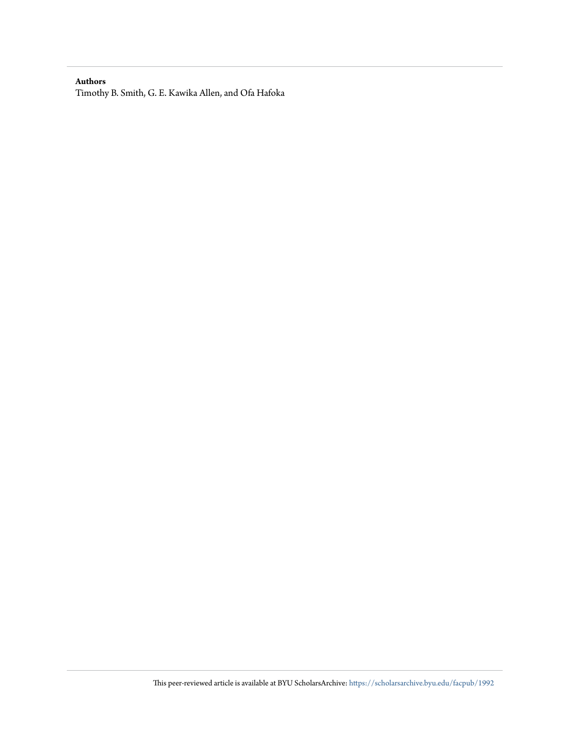**Authors**

Timothy B. Smith, G. E. Kawika Allen, and Ofa Hafoka

This peer-reviewed article is available at BYU ScholarsArchive: https://scholarsarchive.byu.edu/facpub/1992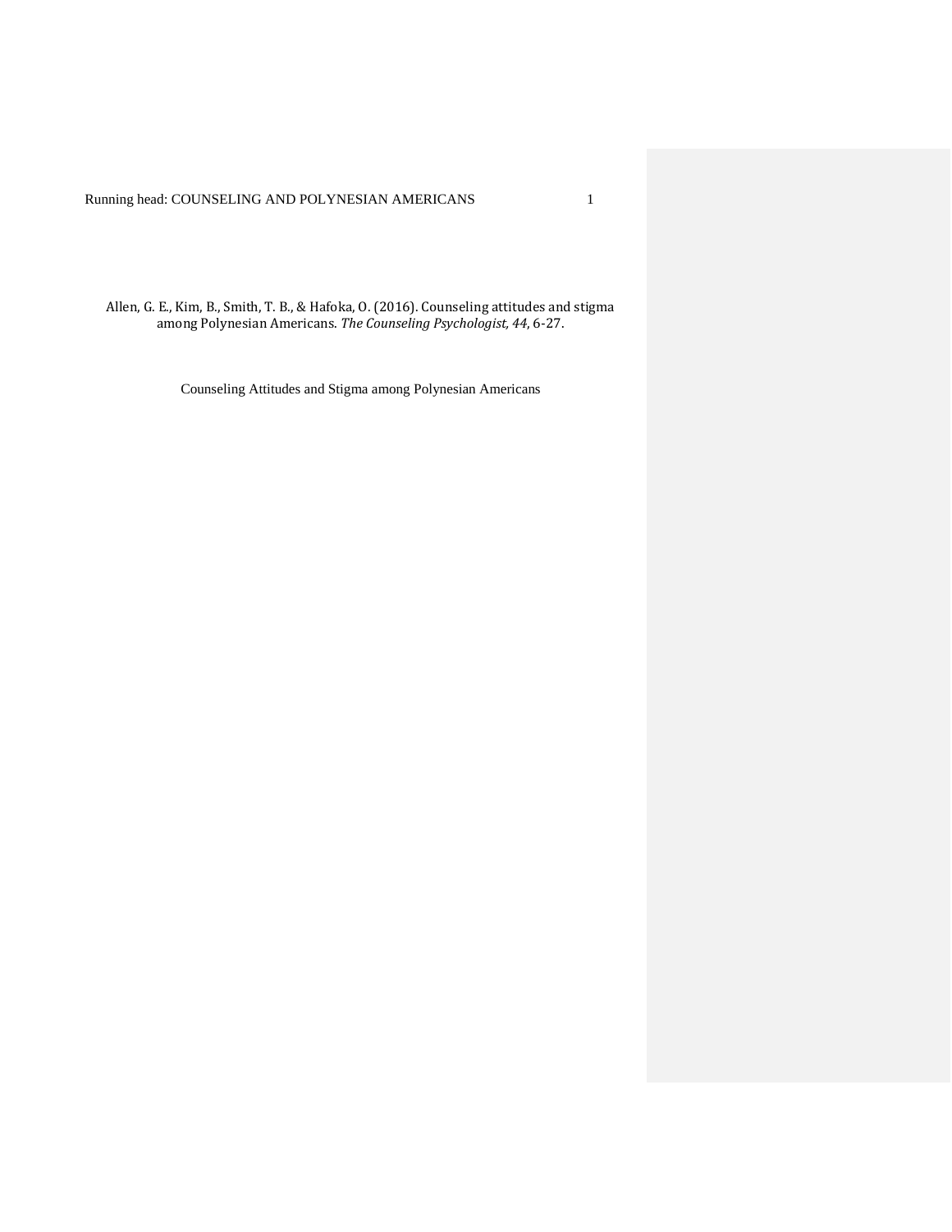Allen, G. E., Kim, B., Smith, T. B., & Hafoka, O. (2016). Counseling attitudes and stigma among Polynesian Americans. *The Counseling Psychologist, 44*, 6-27.

# Counseling Attitudes and Stigma among Polynesian Americans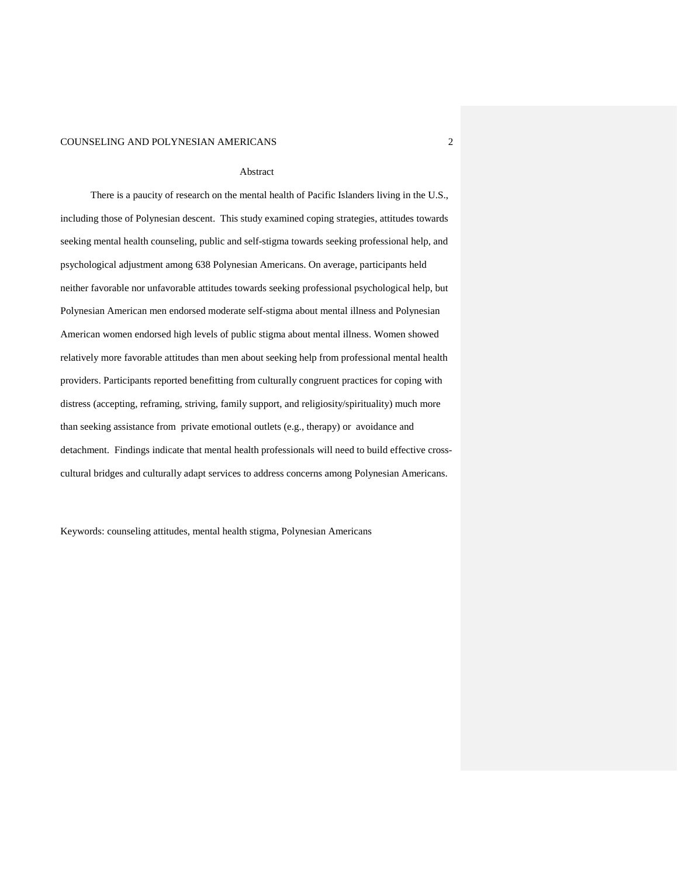## Abstract

There is a paucity of research on the mental health of Pacific Islanders living in the U.S., including those of Polynesian descent. This study examined coping strategies, attitudes towards seeking mental health counseling, public and self-stigma towards seeking professional help, and psychological adjustment among 638 Polynesian Americans. On average, participants held neither favorable nor unfavorable attitudes towards seeking professional psychological help, but Polynesian American men endorsed moderate self-stigma about mental illness and Polynesian American women endorsed high levels of public stigma about mental illness. Women showed relatively more favorable attitudes than men about seeking help from professional mental health providers. Participants reported benefitting from culturally congruent practices for coping with distress (accepting, reframing, striving, family support, and religiosity/spirituality) much more than seeking assistance from private emotional outlets (e.g., therapy) or avoidance and detachment. Findings indicate that mental health professionals will need to build effective cross-cultural bridges and culturally adapt services to address concerns among Polynesian Americans.

Keywords: counseling attitudes, mental health stigma, Polynesian Americans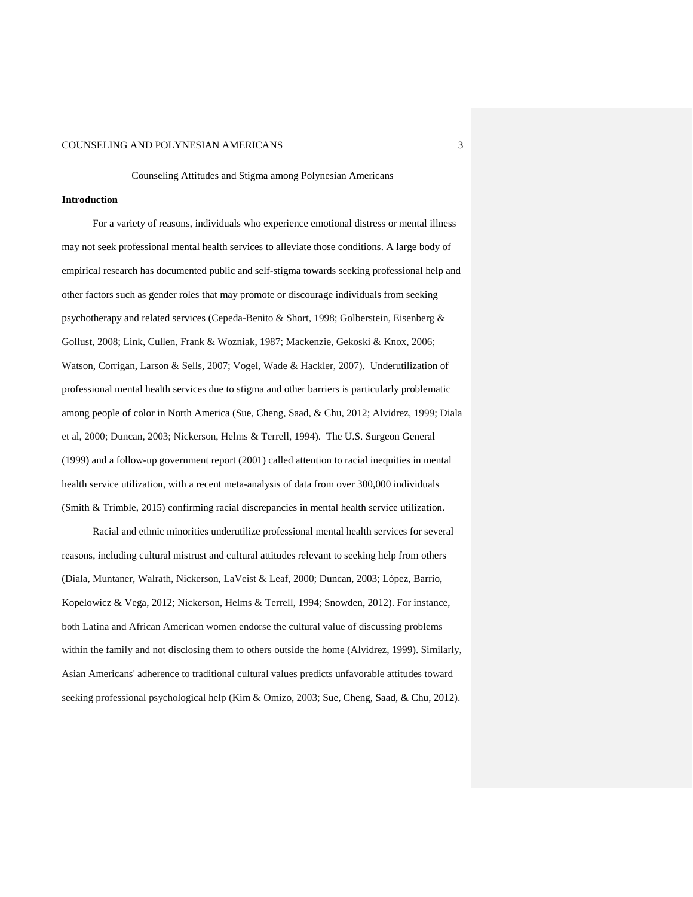Counseling Attitudes and Stigma among Polynesian Americans

**Introduction**

For a variety of reasons, individuals who experience emotional distress or mental illness may not seek professional mental health services to alleviate those conditions. A large body of empirical research has documented public and self-stigma towards seeking professional help and other factors such as gender roles that may promote or discourage individuals from seeking psychotherapy and related services (Cepeda-Benito & Short, 1998; Golberstein, Eisenberg & Gollust, 2008; Link, Cullen, Frank & Wozniak, 1987; Mackenzie, Gekoski & Knox, 2006; Watson, Corrigan, Larson & Sells, 2007; Vogel, Wade & Hackler, 2007). Underutilization of professional mental health services due to stigma and other barriers is particularly problematic among people of color in North America (Sue, Cheng, Saad, & Chu, 2012; Alvidrez, 1999; Diala et al, 2000; Duncan, 2003; Nickerson, Helms & Terrell, 1994). The U.S. Surgeon General (1999) and a follow-up government report (2001) called attention to racial inequities in mental health service utilization, with a recent meta-analysis of data from over 300,000 individuals (Smith & Trimble, 2015) confirming racial discrepancies in mental health service utilization.

Racial and ethnic minorities underutilize professional mental health services for several reasons, including cultural mistrust and cultural attitudes relevant to seeking help from others (Diala, Muntaner, Walrath, Nickerson, LaVeist & Leaf, 2000; Duncan, 2003; López, Barrio, Kopelowicz & Vega, 2012; Nickerson, Helms & Terrell, 1994; Snowden, 2012). For instance, both Latina and African American women endorse the cultural value of discussing problems within the family and not disclosing them to others outside the home (Alvidrez, 1999). Similarly, Asian Americans' adherence to traditional cultural values predicts unfavorable attitudes toward seeking professional psychological help (Kim & Omizo, 2003; Sue, Cheng, Saad, & Chu, 2012).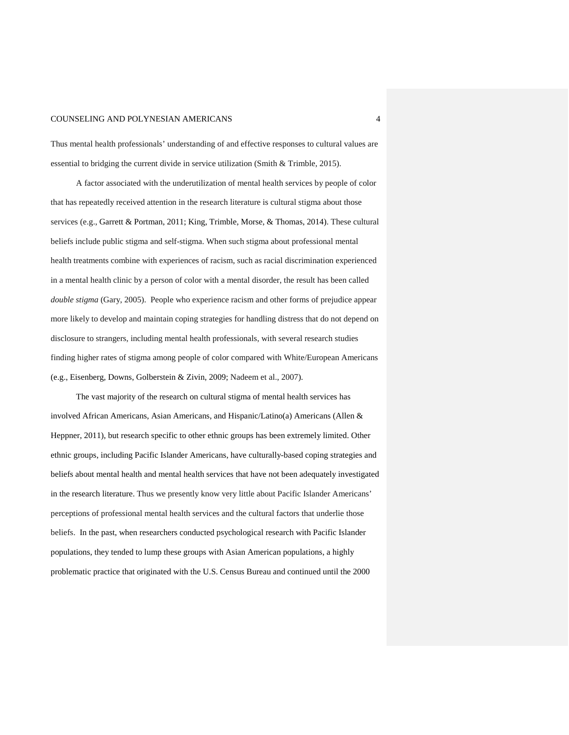Thus mental health professionals' understanding of and effective responses to cultural values are essential to bridging the current divide in service utilization (Smith & Trimble, 2015).

A factor associated with the underutilization of mental health services by people of color that has repeatedly received attention in the research literature is cultural stigma about those services (e.g., Garrett & Portman, 2011; King, Trimble, Morse, & Thomas, 2014). These cultural beliefs include public stigma and self-stigma. When such stigma about professional mental health treatments combine with experiences of racism, such as racial discrimination experienced in a mental health clinic by a person of color with a mental disorder, the result has been called *double stigma* (Gary, 2005). People who experience racism and other forms of prejudice appear more likely to develop and maintain coping strategies for handling distress that do not depend on disclosure to strangers, including mental health professionals, with several research studies finding higher rates of stigma among people of color compared with White/European Americans (e.g., Eisenberg, Downs, Golberstein & Zivin, 2009; Nadeem et al., 2007).

The vast majority of the research on cultural stigma of mental health services has involved African Americans, Asian Americans, and Hispanic/Latino(a) Americans (Allen & Heppner, 2011), but research specific to other ethnic groups has been extremely limited. Other ethnic groups, including Pacific Islander Americans, have culturally-based coping strategies and beliefs about mental health and mental health services that have not been adequately investigated in the research literature. Thus we presently know very little about Pacific Islander Americans' perceptions of professional mental health services and the cultural factors that underlie those beliefs. In the past, when researchers conducted psychological research with Pacific Islander populations, they tended to lump these groups with Asian American populations, a highly problematic practice that originated with the U.S. Census Bureau and continued until the 2000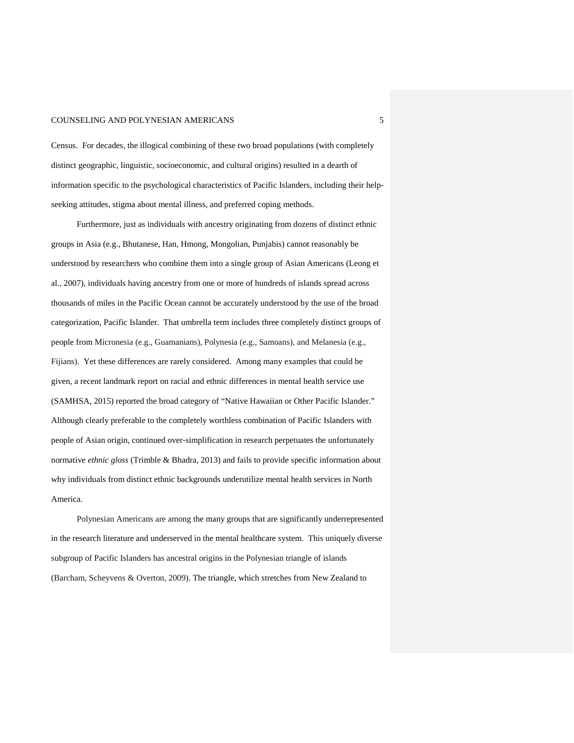Census. For decades, the illogical combining of these two broad populations (with completely distinct geographic, linguistic, socioeconomic, and cultural origins) resulted in a dearth of information specific to the psychological characteristics of Pacific Islanders, including their help-seeking attitudes, stigma about mental illness, and preferred coping methods.

Furthermore, just as individuals with ancestry originating from dozens of distinct ethnic groups in Asia (e.g., Bhutanese, Han, Hmong, Mongolian, Punjabis) cannot reasonably be understood by researchers who combine them into a single group of Asian Americans (Leong et al., 2007), individuals having ancestry from one or more of hundreds of islands spread across thousands of miles in the Pacific Ocean cannot be accurately understood by the use of the broad categorization, Pacific Islander. That umbrella term includes three completely distinct groups of people from Micronesia (e.g., Guamanians), Polynesia (e.g., Samoans), and Melanesia (e.g., Fijians). Yet these differences are rarely considered. Among many examples that could be given, a recent landmark report on racial and ethnic differences in mental health service use (SAMHSA, 2015) reported the broad category of "Native Hawaiian or Other Pacific Islander." Although clearly preferable to the completely worthless combination of Pacific Islanders with people of Asian origin, continued over-simplification in research perpetuates the unfortunately normative *ethnic gloss* (Trimble & Bhadra, 2013) and fails to provide specific information about why individuals from distinct ethnic backgrounds underutilize mental health services in North America.

Polynesian Americans are among the many groups that are significantly underrepresented in the research literature and underserved in the mental healthcare system. This uniquely diverse subgroup of Pacific Islanders has ancestral origins in the Polynesian triangle of islands (Barcham, Scheyvens & Overton, 2009). The triangle, which stretches from New Zealand to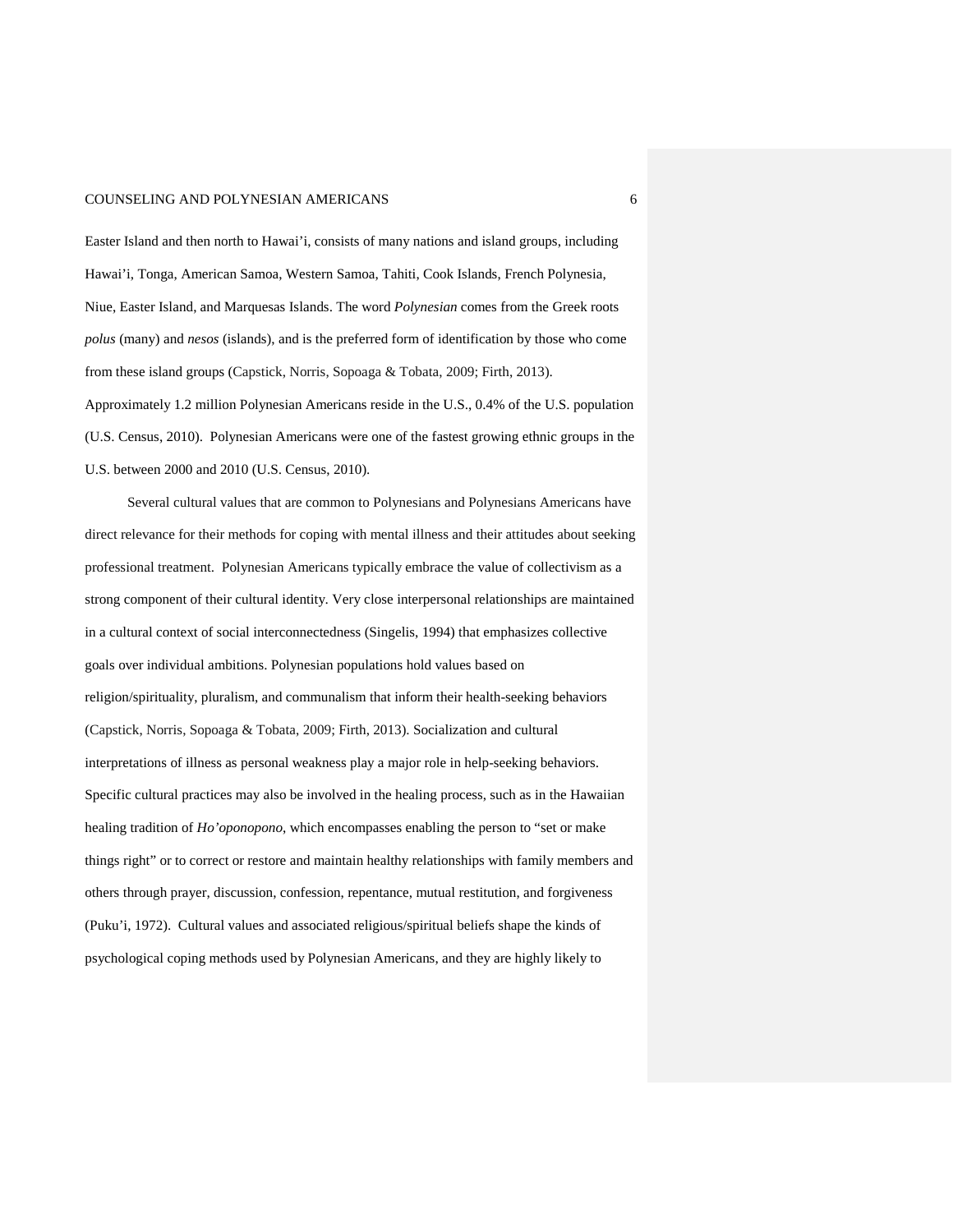Easter Island and then north to Hawai'i, consists of many nations and island groups, including Hawai'i, Tonga, American Samoa, Western Samoa, Tahiti, Cook Islands, French Polynesia, Niue, Easter Island, and Marquesas Islands. The word *Polynesian* comes from the Greek roots *polus* (many) and *nesos* (islands), and is the preferred form of identification by those who come from these island groups (Capstick, Norris, Sopoaga & Tobata, 2009; Firth, 2013). Approximately 1.2 million Polynesian Americans reside in the U.S., 0.4% of the U.S. population (U.S. Census, 2010). Polynesian Americans were one of the fastest growing ethnic groups in the U.S. between 2000 and 2010 (U.S. Census, 2010).

Several cultural values that are common to Polynesians and Polynesians Americans have direct relevance for their methods for coping with mental illness and their attitudes about seeking professional treatment. Polynesian Americans typically embrace the value of collectivism as a strong component of their cultural identity. Very close interpersonal relationships are maintained in a cultural context of social interconnectedness (Singelis, 1994) that emphasizes collective goals over individual ambitions. Polynesian populations hold values based on religion/spirituality, pluralism, and communalism that inform their health-seeking behaviors (Capstick, Norris, Sopoaga & Tobata, 2009; Firth, 2013). Socialization and cultural interpretations of illness as personal weakness play a major role in help-seeking behaviors. Specific cultural practices may also be involved in the healing process, such as in the Hawaiian healing tradition of *Ho'oponopono*, which encompasses enabling the person to "set or make things right" or to correct or restore and maintain healthy relationships with family members and others through prayer, discussion, confession, repentance, mutual restitution, and forgiveness (Puku'i, 1972). Cultural values and associated religious/spiritual beliefs shape the kinds of psychological coping methods used by Polynesian Americans, and they are highly likely to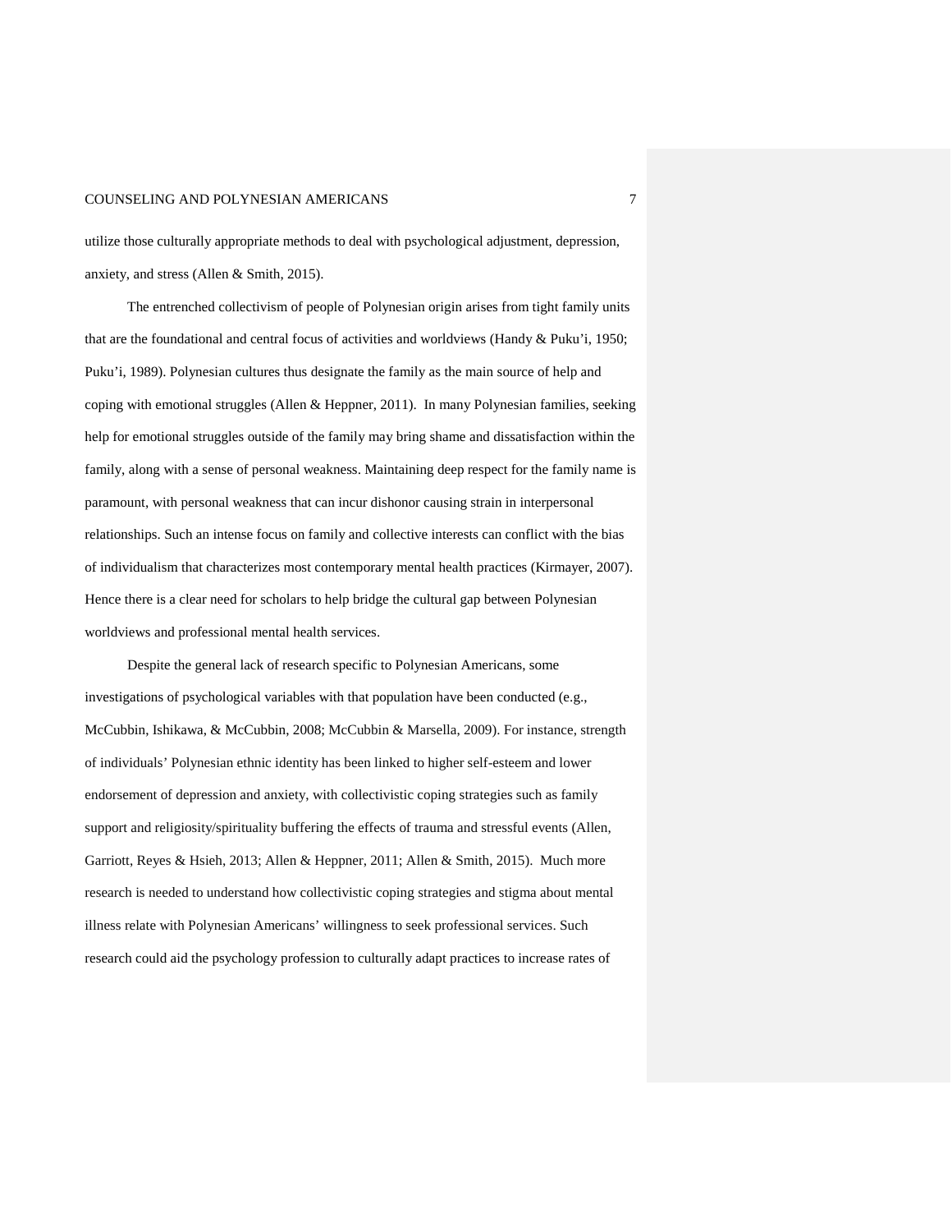utilize those culturally appropriate methods to deal with psychological adjustment, depression, anxiety, and stress (Allen & Smith, 2015).

The entrenched collectivism of people of Polynesian origin arises from tight family units that are the foundational and central focus of activities and worldviews (Handy & Puku'i, 1950; Puku'i, 1989). Polynesian cultures thus designate the family as the main source of help and coping with emotional struggles (Allen & Heppner, 2011). In many Polynesian families, seeking help for emotional struggles outside of the family may bring shame and dissatisfaction within the family, along with a sense of personal weakness. Maintaining deep respect for the family name is paramount, with personal weakness that can incur dishonor causing strain in interpersonal relationships. Such an intense focus on family and collective interests can conflict with the bias of individualism that characterizes most contemporary mental health practices (Kirmayer, 2007). Hence there is a clear need for scholars to help bridge the cultural gap between Polynesian worldviews and professional mental health services.

Despite the general lack of research specific to Polynesian Americans, some investigations of psychological variables with that population have been conducted (e.g., McCubbin, Ishikawa, & McCubbin, 2008; McCubbin & Marsella, 2009). For instance, strength of individuals' Polynesian ethnic identity has been linked to higher self-esteem and lower endorsement of depression and anxiety, with collectivistic coping strategies such as family support and religiosity/spirituality buffering the effects of trauma and stressful events (Allen, Garriott, Reyes & Hsieh, 2013; Allen & Heppner, 2011; Allen & Smith, 2015). Much more research is needed to understand how collectivistic coping strategies and stigma about mental illness relate with Polynesian Americans' willingness to seek professional services. Such research could aid the psychology profession to culturally adapt practices to increase rates of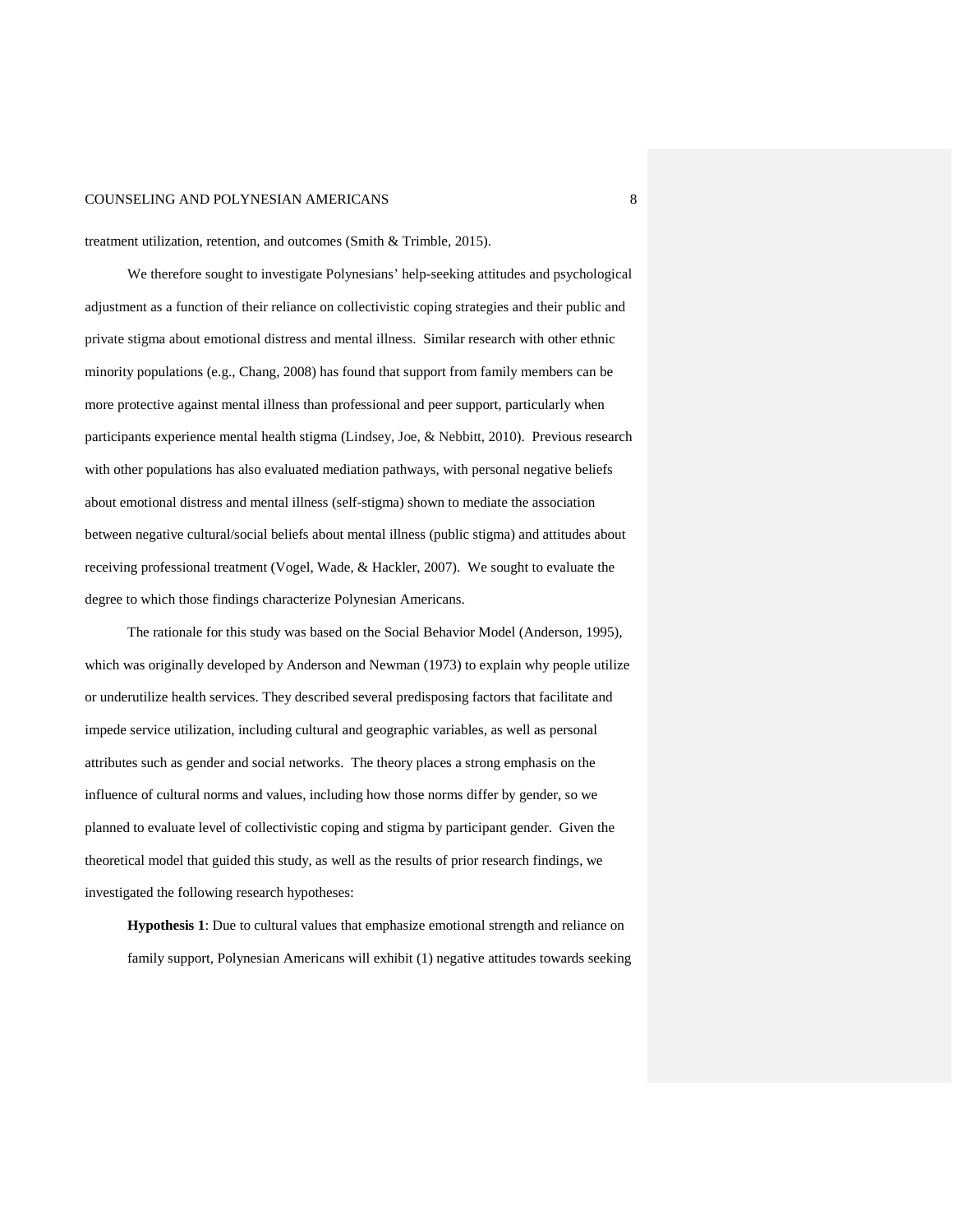treatment utilization, retention, and outcomes (Smith & Trimble, 2015).

We therefore sought to investigate Polynesians' help-seeking attitudes and psychological adjustment as a function of their reliance on collectivistic coping strategies and their public and private stigma about emotional distress and mental illness. Similar research with other ethnic minority populations (e.g., Chang, 2008) has found that support from family members can be more protective against mental illness than professional and peer support, particularly when participants experience mental health stigma (Lindsey, Joe, & Nebbitt, 2010). Previous research with other populations has also evaluated mediation pathways, with personal negative beliefs about emotional distress and mental illness (self-stigma) shown to mediate the association between negative cultural/social beliefs about mental illness (public stigma) and attitudes about receiving professional treatment (Vogel, Wade, & Hackler, 2007). We sought to evaluate the degree to which those findings characterize Polynesian Americans.

The rationale for this study was based on the Social Behavior Model (Anderson, 1995), which was originally developed by Anderson and Newman (1973) to explain why people utilize or underutilize health services. They described several predisposing factors that facilitate and impede service utilization, including cultural and geographic variables, as well as personal attributes such as gender and social networks. The theory places a strong emphasis on the influence of cultural norms and values, including how those norms differ by gender, so we planned to evaluate level of collectivistic coping and stigma by participant gender. Given the theoretical model that guided this study, as well as the results of prior research findings, we investigated the following research hypotheses:

**Hypothesis 1**: Due to cultural values that emphasize emotional strength and reliance on family support, Polynesian Americans will exhibit (1) negative attitudes towards seeking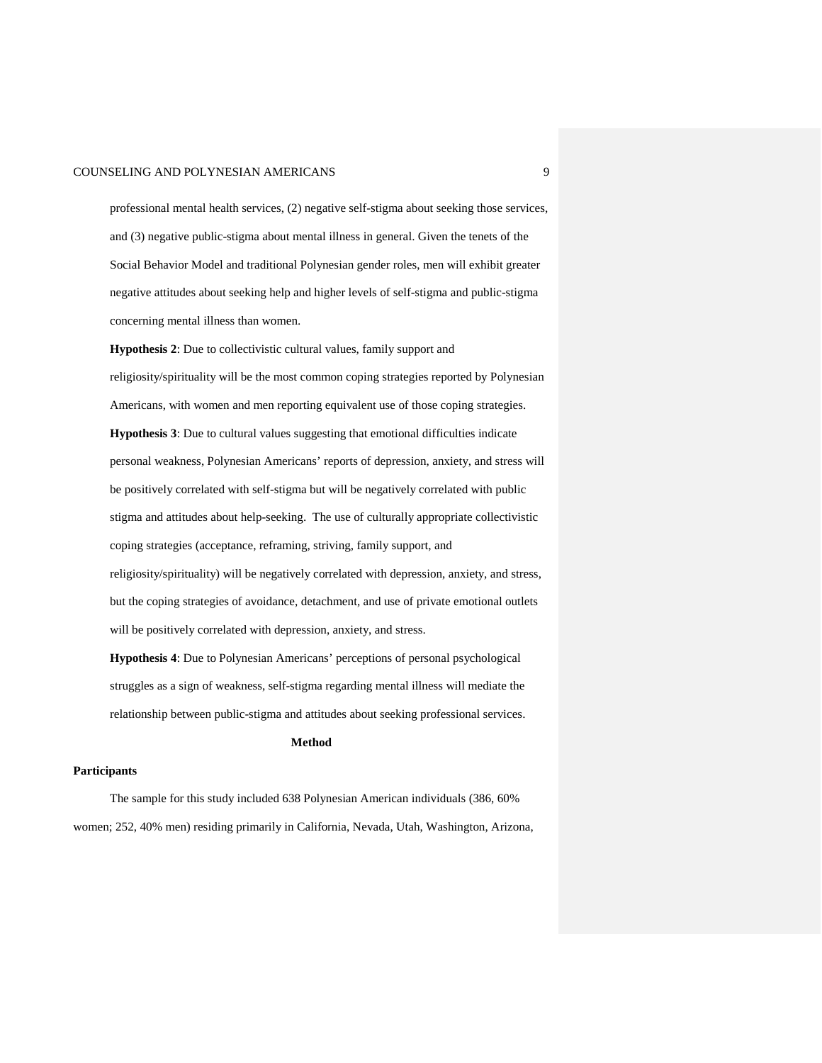professional mental health services, (2) negative self-stigma about seeking those services, and (3) negative public-stigma about mental illness in general. Given the tenets of the Social Behavior Model and traditional Polynesian gender roles, men will exhibit greater negative attitudes about seeking help and higher levels of self-stigma and public-stigma concerning mental illness than women.

**Hypothesis 2**: Due to collectivistic cultural values, family support and religiosity/spirituality will be the most common coping strategies reported by Polynesian Americans, with women and men reporting equivalent use of those coping strategies.

**Hypothesis 3**: Due to cultural values suggesting that emotional difficulties indicate personal weakness, Polynesian Americans' reports of depression, anxiety, and stress will be positively correlated with self-stigma but will be negatively correlated with public stigma and attitudes about help-seeking. The use of culturally appropriate collectivistic coping strategies (acceptance, reframing, striving, family support, and religiosity/spirituality) will be negatively correlated with depression, anxiety, and stress, but the coping strategies of avoidance, detachment, and use of private emotional outlets will be positively correlated with depression, anxiety, and stress.

**Hypothesis 4**: Due to Polynesian Americans' perceptions of personal psychological struggles as a sign of weakness, self-stigma regarding mental illness will mediate the relationship between public-stigma and attitudes about seeking professional services.

## Method

### Participants

The sample for this study included 638 Polynesian American individuals (386, 60% women; 252, 40% men) residing primarily in California, Nevada, Utah, Washington, Arizona,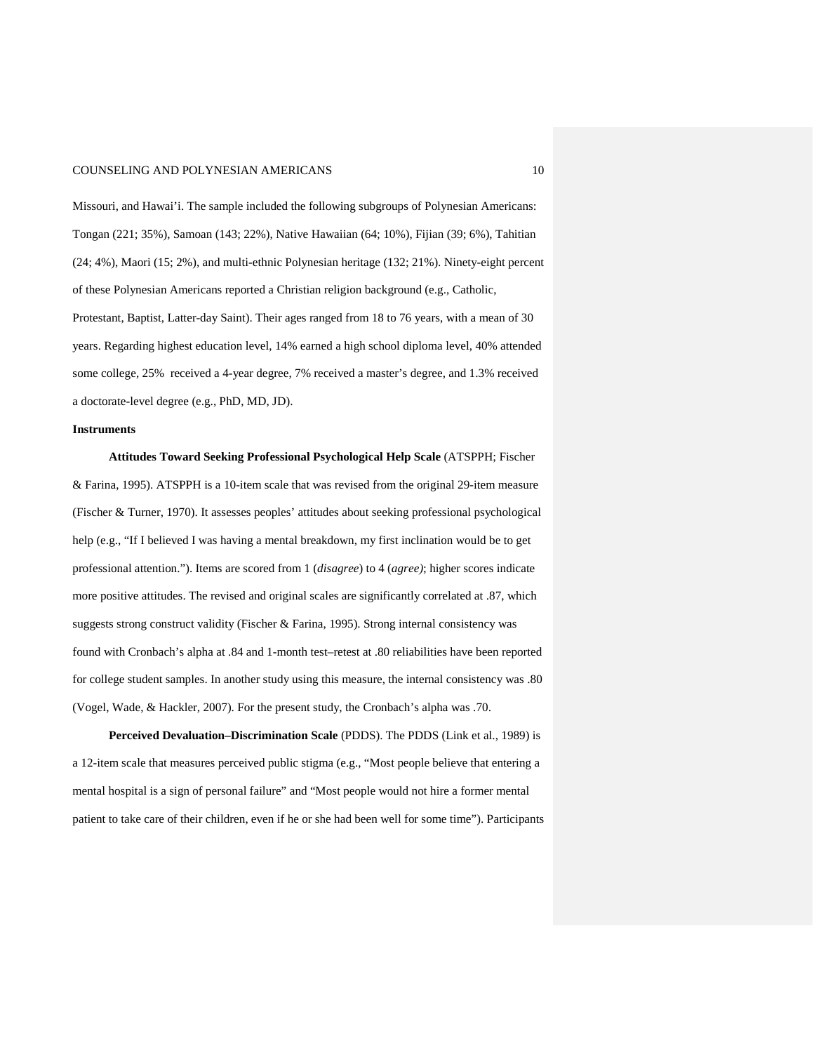Missouri, and Hawai'i. The sample included the following subgroups of Polynesian Americans: Tongan (221; 35%), Samoan (143; 22%), Native Hawaiian (64; 10%), Fijian (39; 6%), Tahitian (24; 4%), Maori (15; 2%), and multi-ethnic Polynesian heritage (132; 21%). Ninety-eight percent of these Polynesian Americans reported a Christian religion background (e.g., Catholic, Protestant, Baptist, Latter-day Saint). Their ages ranged from 18 to 76 years, with a mean of 30 years. Regarding highest education level, 14% earned a high school diploma level, 40% attended some college, 25% received a 4-year degree, 7% received a master's degree, and 1.3% received a doctorate-level degree (e.g., PhD, MD, JD).

## Instruments

**Attitudes Toward Seeking Professional Psychological Help Scale** (ATSPPH; Fischer & Farina, 1995). ATSPPH is a 10-item scale that was revised from the original 29-item measure (Fischer & Turner, 1970). It assesses peoples' attitudes about seeking professional psychological help (e.g., "If I believed I was having a mental breakdown, my first inclination would be to get professional attention."). Items are scored from 1 (*disagree*) to 4 (*agree)*; higher scores indicate more positive attitudes. The revised and original scales are significantly correlated at .87, which suggests strong construct validity (Fischer & Farina, 1995). Strong internal consistency was found with Cronbach's alpha at .84 and 1-month test–retest at .80 reliabilities have been reported for college student samples. In another study using this measure, the internal consistency was .80 (Vogel, Wade, & Hackler, 2007). For the present study, the Cronbach's alpha was .70.

**Perceived Devaluation–Discrimination Scale** (PDDS). The PDDS (Link et al., 1989) is a 12-item scale that measures perceived public stigma (e.g., "Most people believe that entering a mental hospital is a sign of personal failure" and "Most people would not hire a former mental patient to take care of their children, even if he or she had been well for some time"). Participants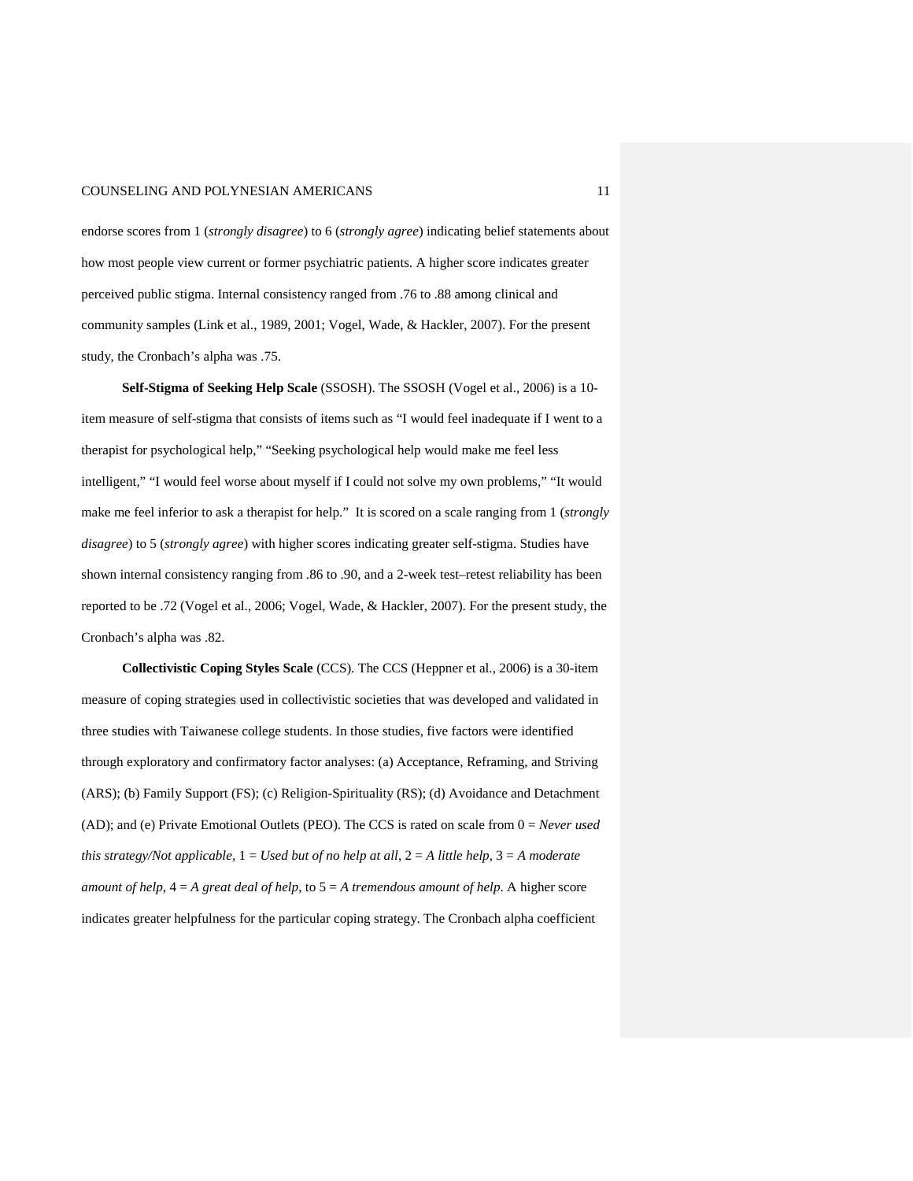endorse scores from 1 (*strongly disagree*) to 6 (*strongly agree*) indicating belief statements about how most people view current or former psychiatric patients. A higher score indicates greater perceived public stigma. Internal consistency ranged from .76 to .88 among clinical and community samples (Link et al., 1989, 2001; Vogel, Wade, & Hackler, 2007). For the present study, the Cronbach's alpha was .75.

**Self-Stigma of Seeking Help Scale** (SSOSH). The SSOSH (Vogel et al., 2006) is a 10-item measure of self-stigma that consists of items such as "I would feel inadequate if I went to a therapist for psychological help," "Seeking psychological help would make me feel less intelligent," "I would feel worse about myself if I could not solve my own problems," "It would make me feel inferior to ask a therapist for help." It is scored on a scale ranging from 1 (*strongly disagree*) to 5 (*strongly agree*) with higher scores indicating greater self-stigma. Studies have shown internal consistency ranging from .86 to .90, and a 2-week test–retest reliability has been reported to be .72 (Vogel et al., 2006; Vogel, Wade, & Hackler, 2007). For the present study, the Cronbach's alpha was .82.

**Collectivistic Coping Styles Scale** (CCS). The CCS (Heppner et al., 2006) is a 30-item measure of coping strategies used in collectivistic societies that was developed and validated in three studies with Taiwanese college students. In those studies, five factors were identified through exploratory and confirmatory factor analyses: (a) Acceptance, Reframing, and Striving (ARS); (b) Family Support (FS); (c) Religion-Spirituality (RS); (d) Avoidance and Detachment (AD); and (e) Private Emotional Outlets (PEO). The CCS is rated on scale from 0 = *Never used this strategy/Not applicable*, 1 = *Used but of no help at all*, 2 = *A little help*, 3 = *A moderate amount of help*, 4 = *A great deal of help*, to 5 = *A tremendous amount of help*. A higher score indicates greater helpfulness for the particular coping strategy. The Cronbach alpha coefficient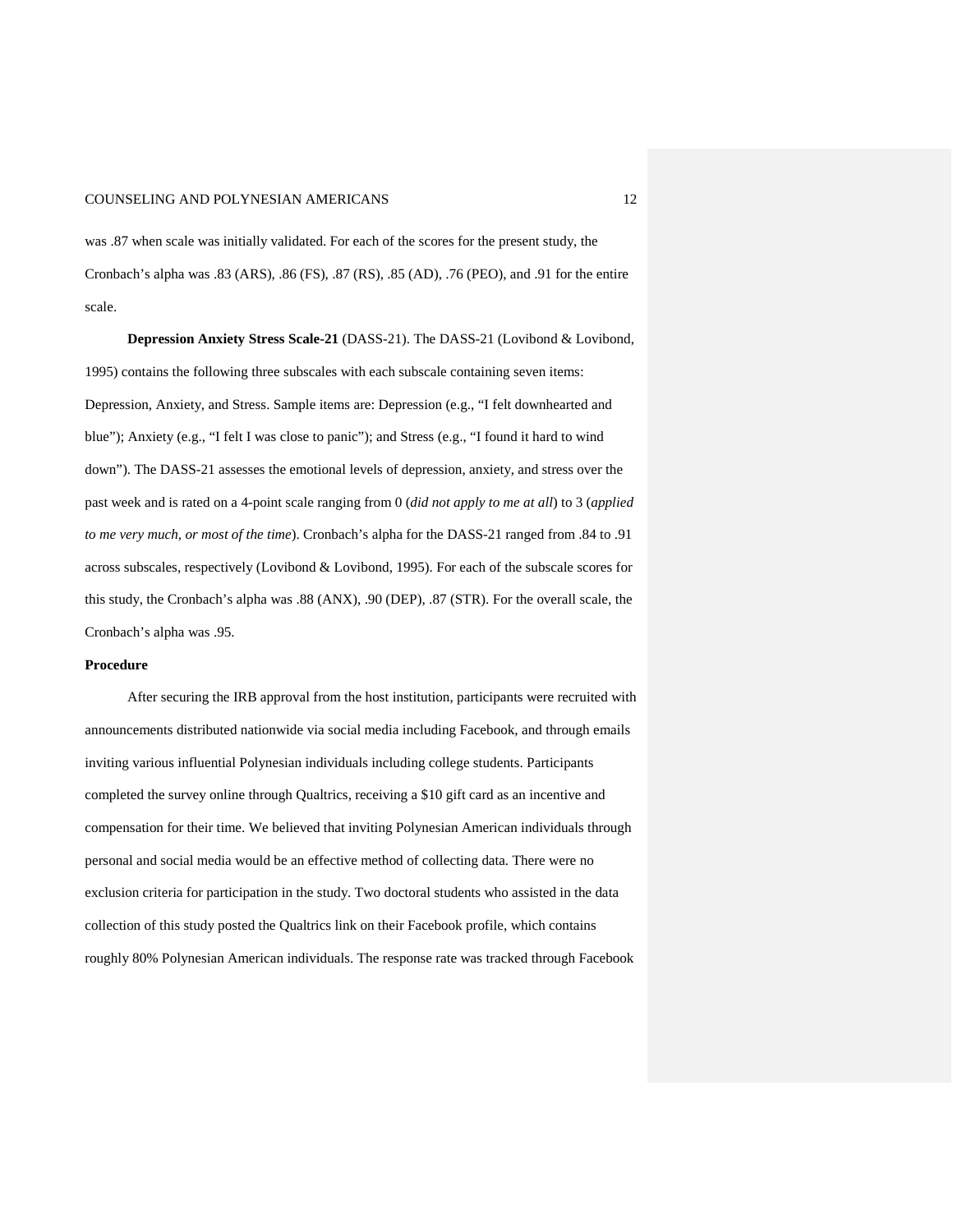was .87 when scale was initially validated. For each of the scores for the present study, the Cronbach's alpha was .83 (ARS), .86 (FS), .87 (RS), .85 (AD), .76 (PEO), and .91 for the entire scale.

**Depression Anxiety Stress Scale-21** (DASS-21). The DASS-21 (Lovibond & Lovibond, 1995) contains the following three subscales with each subscale containing seven items: Depression, Anxiety, and Stress. Sample items are: Depression (e.g., "I felt downhearted and blue"); Anxiety (e.g., "I felt I was close to panic"); and Stress (e.g., "I found it hard to wind down"). The DASS-21 assesses the emotional levels of depression, anxiety, and stress over the past week and is rated on a 4-point scale ranging from 0 (*did not apply to me at all*) to 3 (*applied to me very much, or most of the time*). Cronbach's alpha for the DASS-21 ranged from .84 to .91 across subscales, respectively (Lovibond & Lovibond, 1995). For each of the subscale scores for this study, the Cronbach's alpha was .88 (ANX), .90 (DEP), .87 (STR). For the overall scale, the Cronbach's alpha was .95.

**Procedure**

After securing the IRB approval from the host institution, participants were recruited with announcements distributed nationwide via social media including Facebook, and through emails inviting various influential Polynesian individuals including college students. Participants completed the survey online through Qualtrics, receiving a $10 gift card as an incentive and compensation for their time. We believed that inviting Polynesian American individuals through personal and social media would be an effective method of collecting data. There were no exclusion criteria for participation in the study. Two doctoral students who assisted in the data collection of this study posted the Qualtrics link on their Facebook profile, which contains roughly 80% Polynesian American individuals. The response rate was tracked through Facebook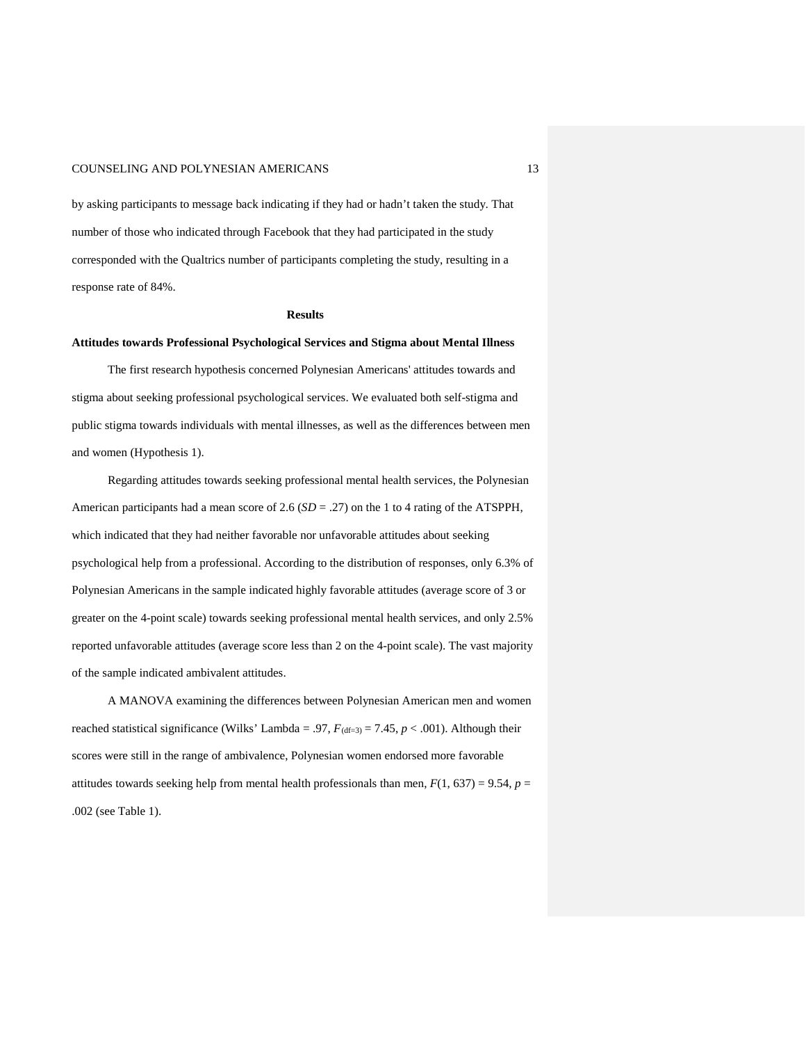by asking participants to message back indicating if they had or hadn't taken the study. That number of those who indicated through Facebook that they had participated in the study corresponded with the Qualtrics number of participants completing the study, resulting in a response rate of 84%.

## Results

### Attitudes towards Professional Psychological Services and Stigma about Mental Illness

The first research hypothesis concerned Polynesian Americans' attitudes towards and stigma about seeking professional psychological services. We evaluated both self-stigma and public stigma towards individuals with mental illnesses, as well as the differences between men and women (Hypothesis 1).

Regarding attitudes towards seeking professional mental health services, the Polynesian American participants had a mean score of 2.6 ($SD$ = .27) on the 1 to 4 rating of the ATSPPH, which indicated that they had neither favorable nor unfavorable attitudes about seeking psychological help from a professional. According to the distribution of responses, only 6.3% of Polynesian Americans in the sample indicated highly favorable attitudes (average score of 3 or greater on the 4-point scale) towards seeking professional mental health services, and only 2.5% reported unfavorable attitudes (average score less than 2 on the 4-point scale). The vast majority of the sample indicated ambivalent attitudes.

A MANOVA examining the differences between Polynesian American men and women reached statistical significance (Wilks' Lambda = .97, $F_{(df=3)} = 7.45$, $p < .001$). Although their scores were still in the range of ambivalence, Polynesian women endorsed more favorable attitudes towards seeking help from mental health professionals than men, $F(1, 637) = 9.54$, $p$ = .002 (see Table 1).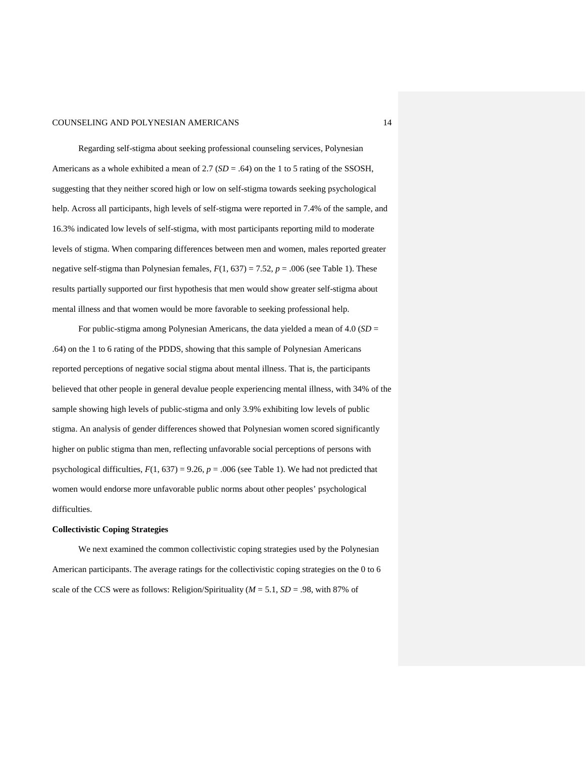Regarding self-stigma about seeking professional counseling services, Polynesian Americans as a whole exhibited a mean of 2.7 (*SD* = .64) on the 1 to 5 rating of the SSOSH, suggesting that they neither scored high or low on self-stigma towards seeking psychological help. Across all participants, high levels of self-stigma were reported in 7.4% of the sample, and 16.3% indicated low levels of self-stigma, with most participants reporting mild to moderate levels of stigma. When comparing differences between men and women, males reported greater negative self-stigma than Polynesian females, $F(1, 637) = 7.52$, $p = .006$ (see Table 1). These results partially supported our first hypothesis that men would show greater self-stigma about mental illness and that women would be more favorable to seeking professional help.

For public-stigma among Polynesian Americans, the data yielded a mean of 4.0 (*SD* = .64) on the 1 to 6 rating of the PDDS, showing that this sample of Polynesian Americans reported perceptions of negative social stigma about mental illness. That is, the participants believed that other people in general devalue people experiencing mental illness, with 34% of the sample showing high levels of public-stigma and only 3.9% exhibiting low levels of public stigma. An analysis of gender differences showed that Polynesian women scored significantly higher on public stigma than men, reflecting unfavorable social perceptions of persons with psychological difficulties, $F(1, 637) = 9.26$, $p = .006$ (see Table 1). We had not predicted that women would endorse more unfavorable public norms about other peoples' psychological difficulties.

**Collectivistic Coping Strategies**

We next examined the common collectivistic coping strategies used by the Polynesian American participants. The average ratings for the collectivistic coping strategies on the 0 to 6 scale of the CCS were as follows: Religion/Spirituality (*M* = 5.1, *SD* = .98, with 87% of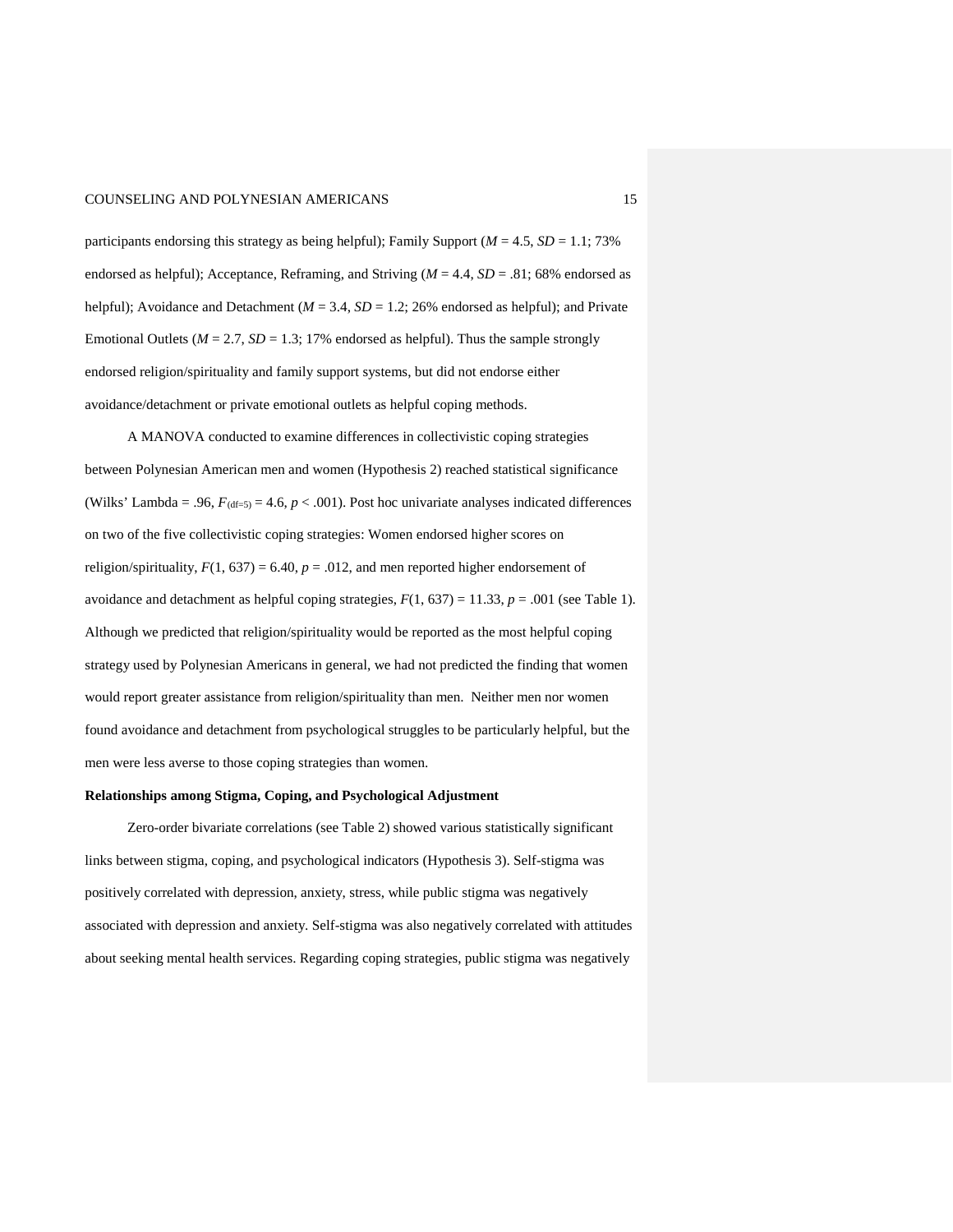participants endorsing this strategy as being helpful); Family Support (*M* = 4.5, *SD* = 1.1; 73% endorsed as helpful); Acceptance, Reframing, and Striving (*M* = 4.4, *SD* = .81; 68% endorsed as helpful); Avoidance and Detachment (*M* = 3.4, *SD* = 1.2; 26% endorsed as helpful); and Private Emotional Outlets (*M* = 2.7, *SD* = 1.3; 17% endorsed as helpful). Thus the sample strongly endorsed religion/spirituality and family support systems, but did not endorse either avoidance/detachment or private emotional outlets as helpful coping methods.

A MANOVA conducted to examine differences in collectivistic coping strategies between Polynesian American men and women (Hypothesis 2) reached statistical significance (Wilks' Lambda = .96, $F_{(df=5)} = 4.6$, $p < .001$). Post hoc univariate analyses indicated differences on two of the five collectivistic coping strategies: Women endorsed higher scores on religion/spirituality, $F(1, 637) = 6.40$, $p = .012$, and men reported higher endorsement of avoidance and detachment as helpful coping strategies, $F(1, 637) = 11.33$, $p = .001$ (see Table 1). Although we predicted that religion/spirituality would be reported as the most helpful coping strategy used by Polynesian Americans in general, we had not predicted the finding that women would report greater assistance from religion/spirituality than men. Neither men nor women found avoidance and detachment from psychological struggles to be particularly helpful, but the men were less averse to those coping strategies than women.

**Relationships among Stigma, Coping, and Psychological Adjustment**

Zero-order bivariate correlations (see Table 2) showed various statistically significant links between stigma, coping, and psychological indicators (Hypothesis 3). Self-stigma was positively correlated with depression, anxiety, stress, while public stigma was negatively associated with depression and anxiety. Self-stigma was also negatively correlated with attitudes about seeking mental health services. Regarding coping strategies, public stigma was negatively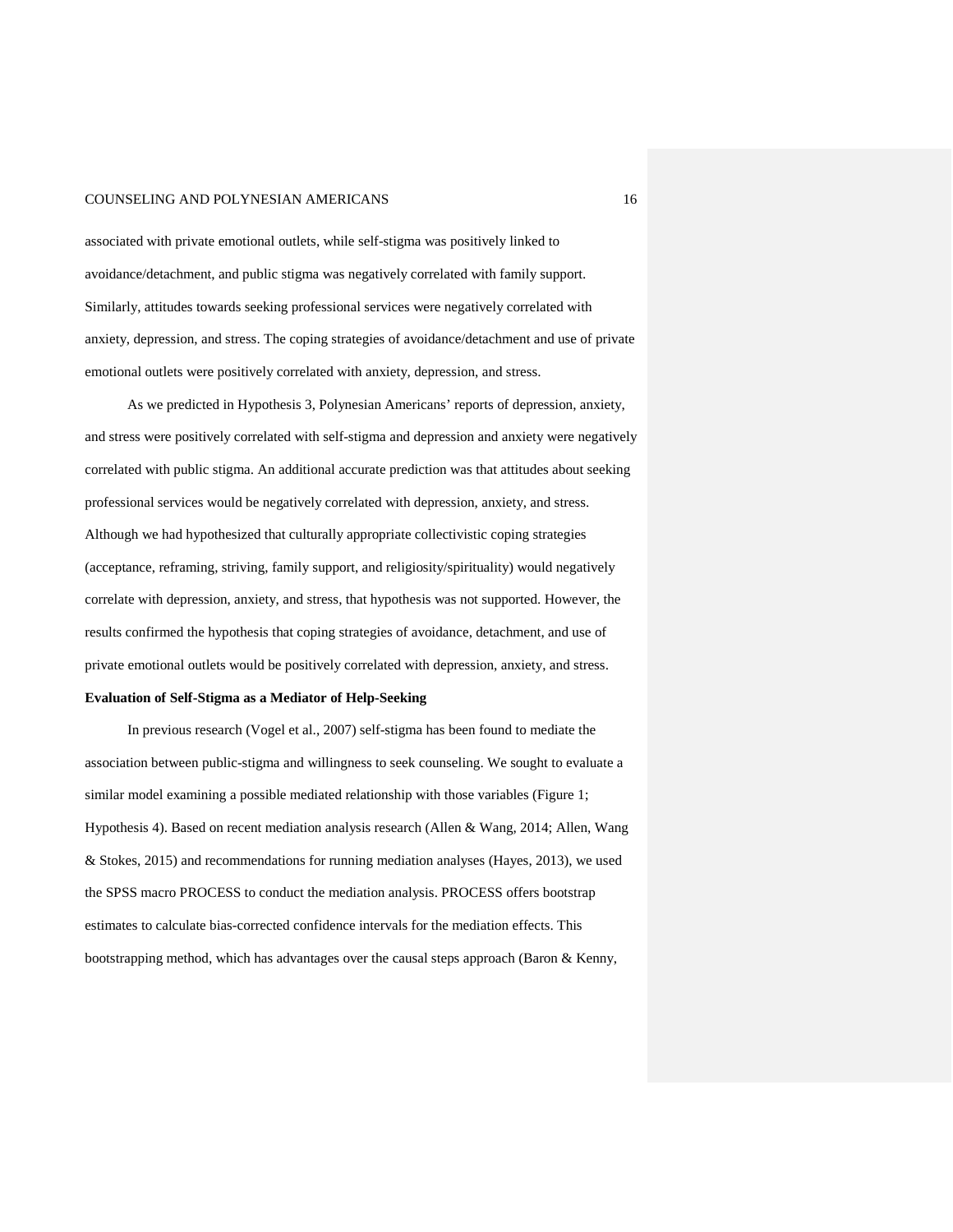associated with private emotional outlets, while self-stigma was positively linked to avoidance/detachment, and public stigma was negatively correlated with family support. Similarly, attitudes towards seeking professional services were negatively correlated with anxiety, depression, and stress. The coping strategies of avoidance/detachment and use of private emotional outlets were positively correlated with anxiety, depression, and stress.

As we predicted in Hypothesis 3, Polynesian Americans' reports of depression, anxiety, and stress were positively correlated with self-stigma and depression and anxiety were negatively correlated with public stigma. An additional accurate prediction was that attitudes about seeking professional services would be negatively correlated with depression, anxiety, and stress. Although we had hypothesized that culturally appropriate collectivistic coping strategies (acceptance, reframing, striving, family support, and religiosity/spirituality) would negatively correlate with depression, anxiety, and stress, that hypothesis was not supported. However, the results confirmed the hypothesis that coping strategies of avoidance, detachment, and use of private emotional outlets would be positively correlated with depression, anxiety, and stress.

**Evaluation of Self-Stigma as a Mediator of Help-Seeking**

In previous research (Vogel et al., 2007) self-stigma has been found to mediate the association between public-stigma and willingness to seek counseling. We sought to evaluate a similar model examining a possible mediated relationship with those variables (Figure 1; Hypothesis 4). Based on recent mediation analysis research (Allen & Wang, 2014; Allen, Wang & Stokes, 2015) and recommendations for running mediation analyses (Hayes, 2013), we used the SPSS macro PROCESS to conduct the mediation analysis. PROCESS offers bootstrap estimates to calculate bias-corrected confidence intervals for the mediation effects. This bootstrapping method, which has advantages over the causal steps approach (Baron & Kenny,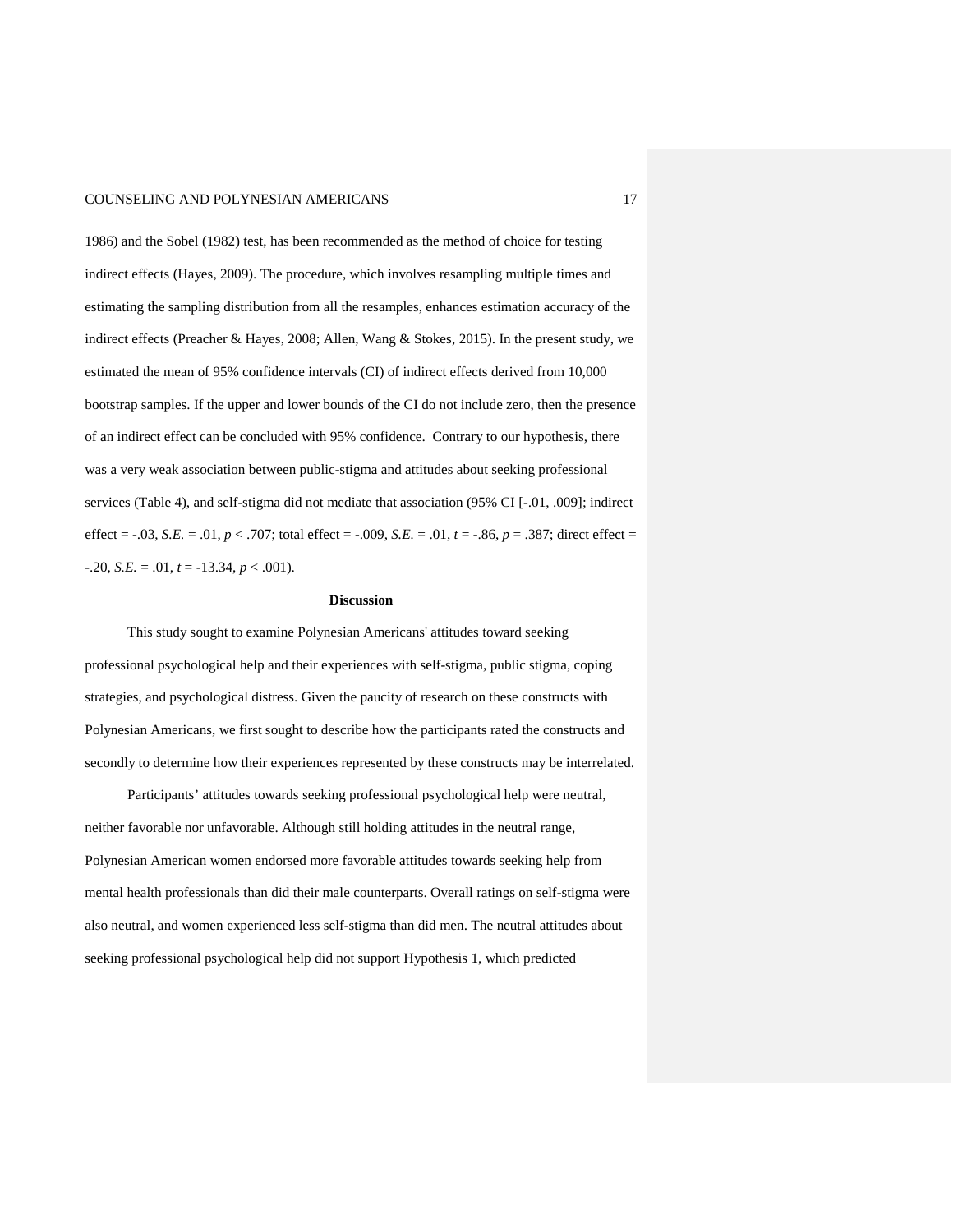1986) and the Sobel (1982) test, has been recommended as the method of choice for testing indirect effects (Hayes, 2009). The procedure, which involves resampling multiple times and estimating the sampling distribution from all the resamples, enhances estimation accuracy of the indirect effects (Preacher & Hayes, 2008; Allen, Wang & Stokes, 2015). In the present study, we estimated the mean of 95% confidence intervals (CI) of indirect effects derived from 10,000 bootstrap samples. If the upper and lower bounds of the CI do not include zero, then the presence of an indirect effect can be concluded with 95% confidence. Contrary to our hypothesis, there was a very weak association between public-stigma and attitudes about seeking professional services (Table 4), and self-stigma did not mediate that association (95% CI [-.01, .009]; indirect effect = -.03, *S.E.* = .01, $p < .707$; total effect = -.009, *S.E.* = .01, $t = -.86$, $p = .387$; direct effect = -.20, *S.E.* = .01, $t = -13.34$, $p < .001$).

## Discussion

This study sought to examine Polynesian Americans' attitudes toward seeking professional psychological help and their experiences with self-stigma, public stigma, coping strategies, and psychological distress. Given the paucity of research on these constructs with Polynesian Americans, we first sought to describe how the participants rated the constructs and secondly to determine how their experiences represented by these constructs may be interrelated.

Participants' attitudes towards seeking professional psychological help were neutral, neither favorable nor unfavorable. Although still holding attitudes in the neutral range, Polynesian American women endorsed more favorable attitudes towards seeking help from mental health professionals than did their male counterparts. Overall ratings on self-stigma were also neutral, and women experienced less self-stigma than did men. The neutral attitudes about seeking professional psychological help did not support Hypothesis 1, which predicted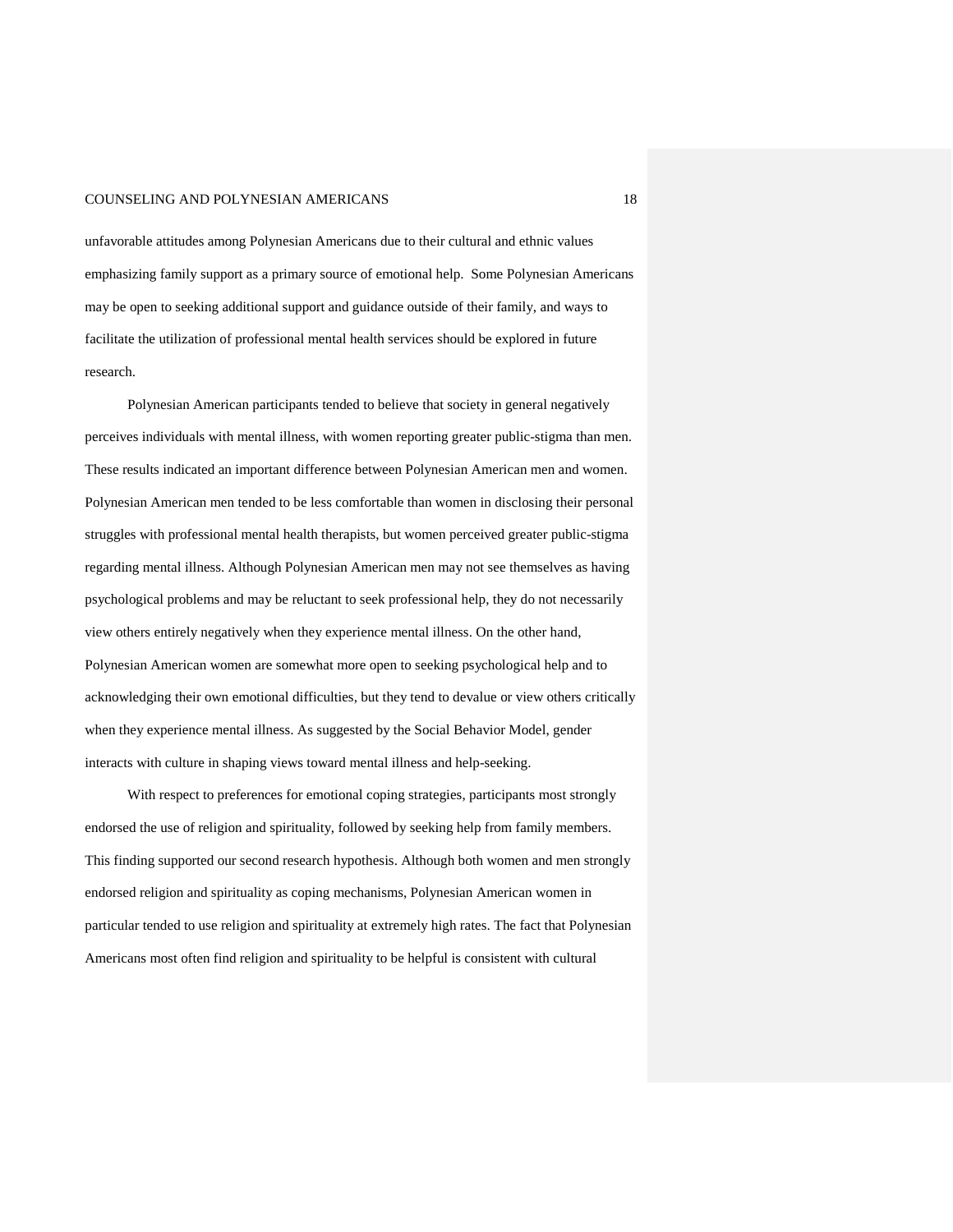unfavorable attitudes among Polynesian Americans due to their cultural and ethnic values emphasizing family support as a primary source of emotional help.  Some Polynesian Americans may be open to seeking additional support and guidance outside of their family, and ways to facilitate the utilization of professional mental health services should be explored in future research.

Polynesian American participants tended to believe that society in general negatively perceives individuals with mental illness, with women reporting greater public-stigma than men. These results indicated an important difference between Polynesian American men and women. Polynesian American men tended to be less comfortable than women in disclosing their personal struggles with professional mental health therapists, but women perceived greater public-stigma regarding mental illness. Although Polynesian American men may not see themselves as having psychological problems and may be reluctant to seek professional help, they do not necessarily view others entirely negatively when they experience mental illness. On the other hand, Polynesian American women are somewhat more open to seeking psychological help and to acknowledging their own emotional difficulties, but they tend to devalue or view others critically when they experience mental illness. As suggested by the Social Behavior Model, gender interacts with culture in shaping views toward mental illness and help-seeking.

With respect to preferences for emotional coping strategies, participants most strongly endorsed the use of religion and spirituality, followed by seeking help from family members. This finding supported our second research hypothesis. Although both women and men strongly endorsed religion and spirituality as coping mechanisms, Polynesian American women in particular tended to use religion and spirituality at extremely high rates. The fact that Polynesian Americans most often find religion and spirituality to be helpful is consistent with cultural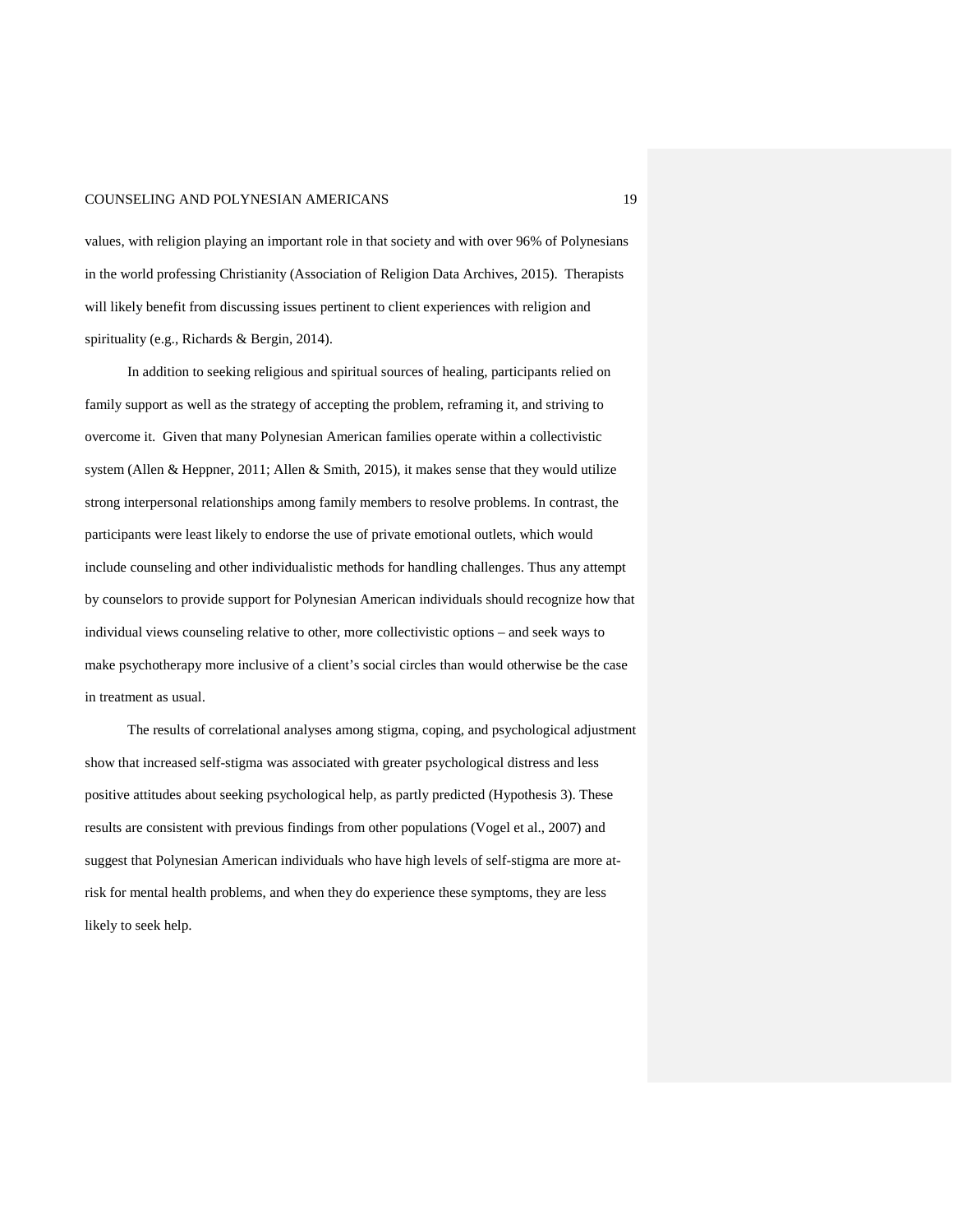values, with religion playing an important role in that society and with over 96% of Polynesians in the world professing Christianity (Association of Religion Data Archives, 2015). Therapists will likely benefit from discussing issues pertinent to client experiences with religion and spirituality (e.g., Richards & Bergin, 2014).

In addition to seeking religious and spiritual sources of healing, participants relied on family support as well as the strategy of accepting the problem, reframing it, and striving to overcome it. Given that many Polynesian American families operate within a collectivistic system (Allen & Heppner, 2011; Allen & Smith, 2015), it makes sense that they would utilize strong interpersonal relationships among family members to resolve problems. In contrast, the participants were least likely to endorse the use of private emotional outlets, which would include counseling and other individualistic methods for handling challenges. Thus any attempt by counselors to provide support for Polynesian American individuals should recognize how that individual views counseling relative to other, more collectivistic options – and seek ways to make psychotherapy more inclusive of a client's social circles than would otherwise be the case in treatment as usual.

The results of correlational analyses among stigma, coping, and psychological adjustment show that increased self-stigma was associated with greater psychological distress and less positive attitudes about seeking psychological help, as partly predicted (Hypothesis 3). These results are consistent with previous findings from other populations (Vogel et al., 2007) and suggest that Polynesian American individuals who have high levels of self-stigma are more at-risk for mental health problems, and when they do experience these symptoms, they are less likely to seek help.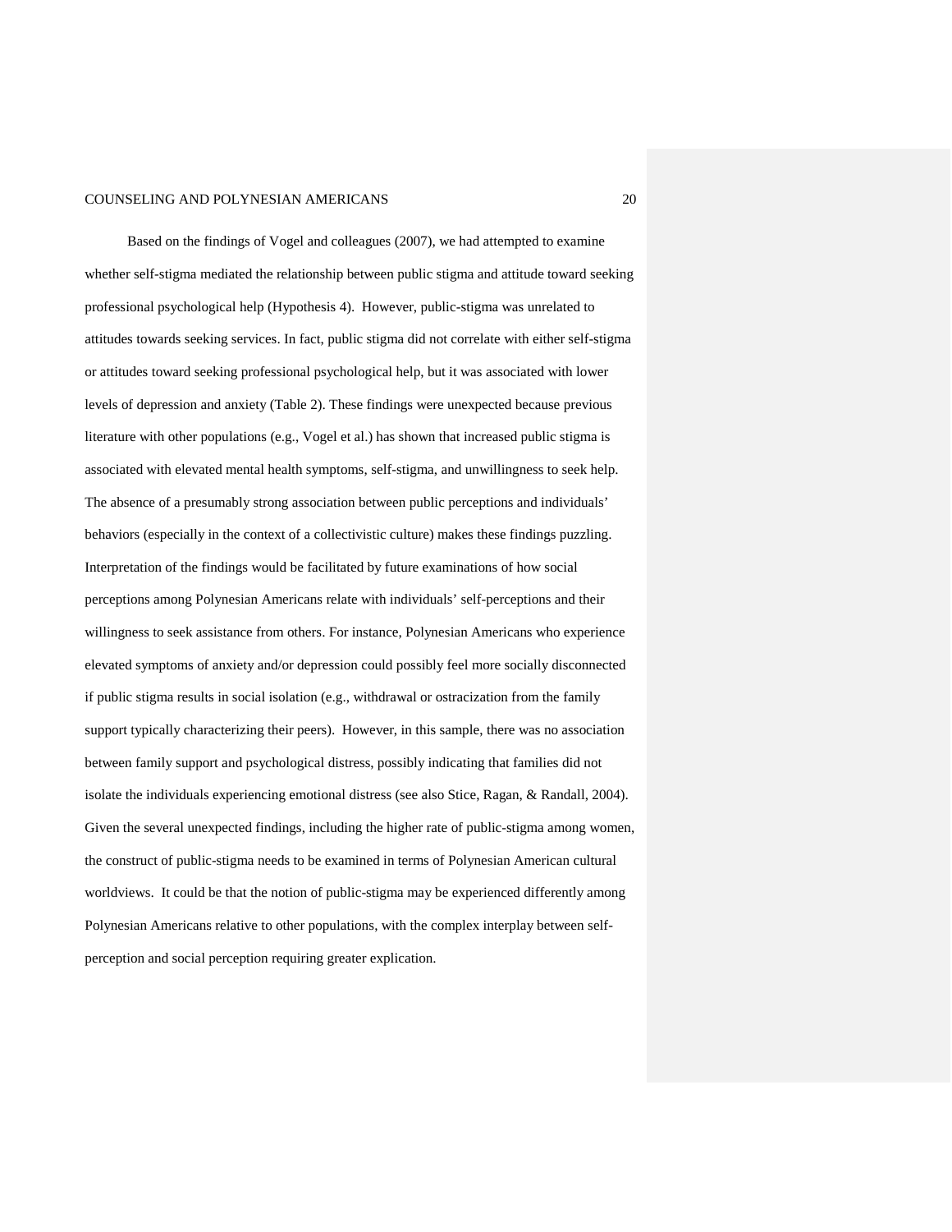Based on the findings of Vogel and colleagues (2007), we had attempted to examine whether self-stigma mediated the relationship between public stigma and attitude toward seeking professional psychological help (Hypothesis 4). However, public-stigma was unrelated to attitudes towards seeking services. In fact, public stigma did not correlate with either self-stigma or attitudes toward seeking professional psychological help, but it was associated with lower levels of depression and anxiety (Table 2). These findings were unexpected because previous literature with other populations (e.g., Vogel et al.) has shown that increased public stigma is associated with elevated mental health symptoms, self-stigma, and unwillingness to seek help. The absence of a presumably strong association between public perceptions and individuals' behaviors (especially in the context of a collectivistic culture) makes these findings puzzling. Interpretation of the findings would be facilitated by future examinations of how social perceptions among Polynesian Americans relate with individuals' self-perceptions and their willingness to seek assistance from others. For instance, Polynesian Americans who experience elevated symptoms of anxiety and/or depression could possibly feel more socially disconnected if public stigma results in social isolation (e.g., withdrawal or ostracization from the family support typically characterizing their peers). However, in this sample, there was no association between family support and psychological distress, possibly indicating that families did not isolate the individuals experiencing emotional distress (see also Stice, Ragan, & Randall, 2004). Given the several unexpected findings, including the higher rate of public-stigma among women, the construct of public-stigma needs to be examined in terms of Polynesian American cultural worldviews. It could be that the notion of public-stigma may be experienced differently among Polynesian Americans relative to other populations, with the complex interplay between self-perception and social perception requiring greater explication.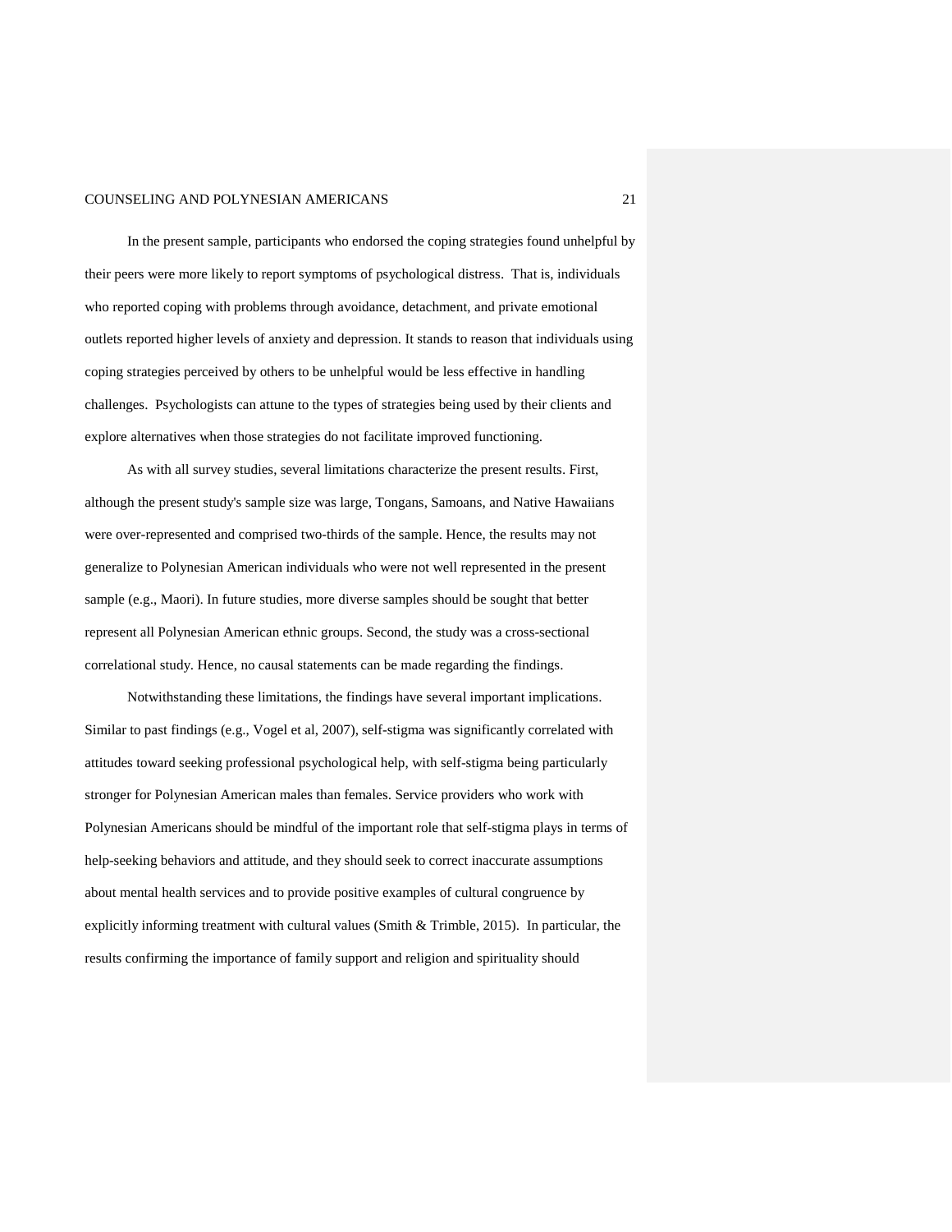In the present sample, participants who endorsed the coping strategies found unhelpful by their peers were more likely to report symptoms of psychological distress. That is, individuals who reported coping with problems through avoidance, detachment, and private emotional outlets reported higher levels of anxiety and depression. It stands to reason that individuals using coping strategies perceived by others to be unhelpful would be less effective in handling challenges. Psychologists can attune to the types of strategies being used by their clients and explore alternatives when those strategies do not facilitate improved functioning.

As with all survey studies, several limitations characterize the present results. First, although the present study's sample size was large, Tongans, Samoans, and Native Hawaiians were over-represented and comprised two-thirds of the sample. Hence, the results may not generalize to Polynesian American individuals who were not well represented in the present sample (e.g., Maori). In future studies, more diverse samples should be sought that better represent all Polynesian American ethnic groups. Second, the study was a cross-sectional correlational study. Hence, no causal statements can be made regarding the findings.

Notwithstanding these limitations, the findings have several important implications. Similar to past findings (e.g., Vogel et al, 2007), self-stigma was significantly correlated with attitudes toward seeking professional psychological help, with self-stigma being particularly stronger for Polynesian American males than females. Service providers who work with Polynesian Americans should be mindful of the important role that self-stigma plays in terms of help-seeking behaviors and attitude, and they should seek to correct inaccurate assumptions about mental health services and to provide positive examples of cultural congruence by explicitly informing treatment with cultural values (Smith & Trimble, 2015). In particular, the results confirming the importance of family support and religion and spirituality should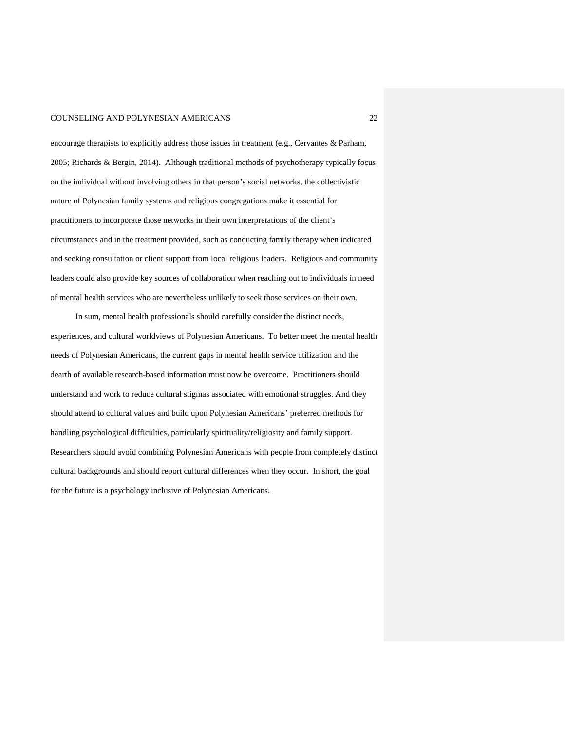encourage therapists to explicitly address those issues in treatment (e.g., Cervantes & Parham, 2005; Richards & Bergin, 2014). Although traditional methods of psychotherapy typically focus on the individual without involving others in that person's social networks, the collectivistic nature of Polynesian family systems and religious congregations make it essential for practitioners to incorporate those networks in their own interpretations of the client's circumstances and in the treatment provided, such as conducting family therapy when indicated and seeking consultation or client support from local religious leaders. Religious and community leaders could also provide key sources of collaboration when reaching out to individuals in need of mental health services who are nevertheless unlikely to seek those services on their own.

In sum, mental health professionals should carefully consider the distinct needs, experiences, and cultural worldviews of Polynesian Americans. To better meet the mental health needs of Polynesian Americans, the current gaps in mental health service utilization and the dearth of available research-based information must now be overcome. Practitioners should understand and work to reduce cultural stigmas associated with emotional struggles. And they should attend to cultural values and build upon Polynesian Americans' preferred methods for handling psychological difficulties, particularly spirituality/religiosity and family support. Researchers should avoid combining Polynesian Americans with people from completely distinct cultural backgrounds and should report cultural differences when they occur. In short, the goal for the future is a psychology inclusive of Polynesian Americans.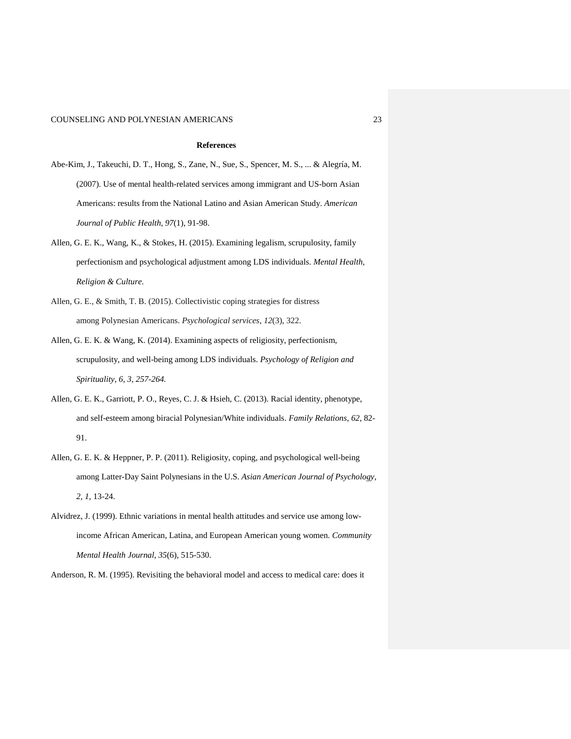## References

Abe-Kim, J., Takeuchi, D. T., Hong, S., Zane, N., Sue, S., Spencer, M. S., ... & Alegría, M. (2007). Use of mental health-related services among immigrant and US-born Asian Americans: results from the National Latino and Asian American Study. *American Journal of Public Health*, *97*(1), 91-98.

Allen, G. E. K., Wang, K., & Stokes, H. (2015). Examining legalism, scrupulosity, family perfectionism and psychological adjustment among LDS individuals. *Mental Health, Religion & Culture.*

Allen, G. E., & Smith, T. B. (2015). Collectivistic coping strategies for distress among Polynesian Americans. *Psychological services*, *12*(3), 322.

Allen, G. E. K. & Wang, K. (2014). Examining aspects of religiosity, perfectionism, scrupulosity, and well-being among LDS individuals. *Psychology of Religion and Spirituality, 6, 3, 257-264.*

Allen, G. E. K., Garriott, P. O., Reyes, C. J. & Hsieh, C. (2013). Racial identity, phenotype, and self-esteem among biracial Polynesian/White individuals. *Family Relations*, *62*, 82-91.

Allen, G. E. K. & Heppner, P. P. (2011). Religiosity, coping, and psychological well-being among Latter-Day Saint Polynesians in the U.S. *Asian American Journal of Psychology, 2, 1,* 13-24.

Alvidrez, J. (1999). Ethnic variations in mental health attitudes and service use among low-income African American, Latina, and European American young women. *Community Mental Health Journal*, *35*(6), 515-530.

Anderson, R. M. (1995). Revisiting the behavioral model and access to medical care: does it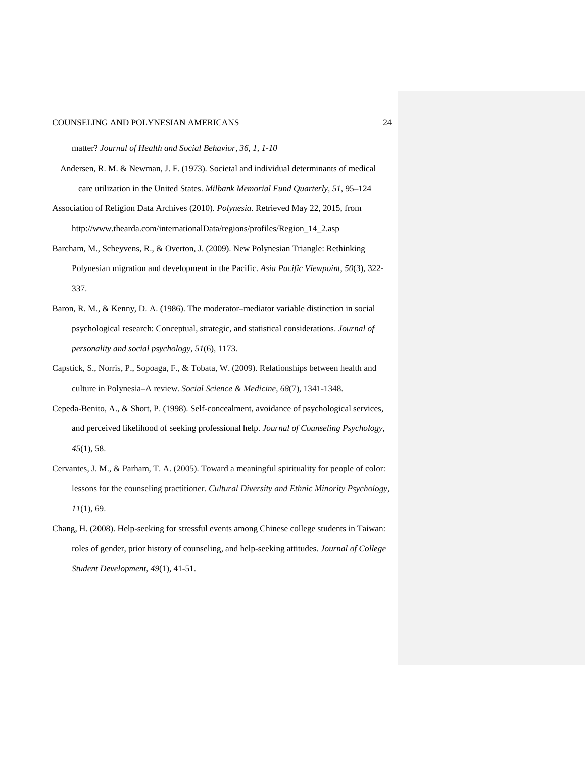matter? *Journal of Health and Social Behavior, 36, 1, 1-10*

Andersen, R. M. & Newman, J. F. (1973). Societal and individual determinants of medical care utilization in the United States. *Milbank Memorial Fund Quarterly, 51,* 95–124

Association of Religion Data Archives (2010). *Polynesia.* Retrieved May 22, 2015, from http://www.thearda.com/internationalData/regions/profiles/Region_14_2.asp

Barcham, M., Scheyvens, R., & Overton, J. (2009). New Polynesian Triangle: Rethinking Polynesian migration and development in the Pacific. *Asia Pacific Viewpoint*, *50*(3), 322-337.

Baron, R. M., & Kenny, D. A. (1986). The moderator–mediator variable distinction in social psychological research: Conceptual, strategic, and statistical considerations. *Journal of personality and social psychology*, *51*(6), 1173.

Capstick, S., Norris, P., Sopoaga, F., & Tobata, W. (2009). Relationships between health and culture in Polynesia–A review. *Social Science & Medicine*, *68*(7), 1341-1348.

Cepeda-Benito, A., & Short, P. (1998). Self-concealment, avoidance of psychological services, and perceived likelihood of seeking professional help. *Journal of Counseling Psychology*, *45*(1), 58.

Cervantes, J. M., & Parham, T. A. (2005). Toward a meaningful spirituality for people of color: lessons for the counseling practitioner. *Cultural Diversity and Ethnic Minority Psychology*, *11*(1), 69.

Chang, H. (2008). Help-seeking for stressful events among Chinese college students in Taiwan: roles of gender, prior history of counseling, and help-seeking attitudes. *Journal of College Student Development*, *49*(1), 41-51.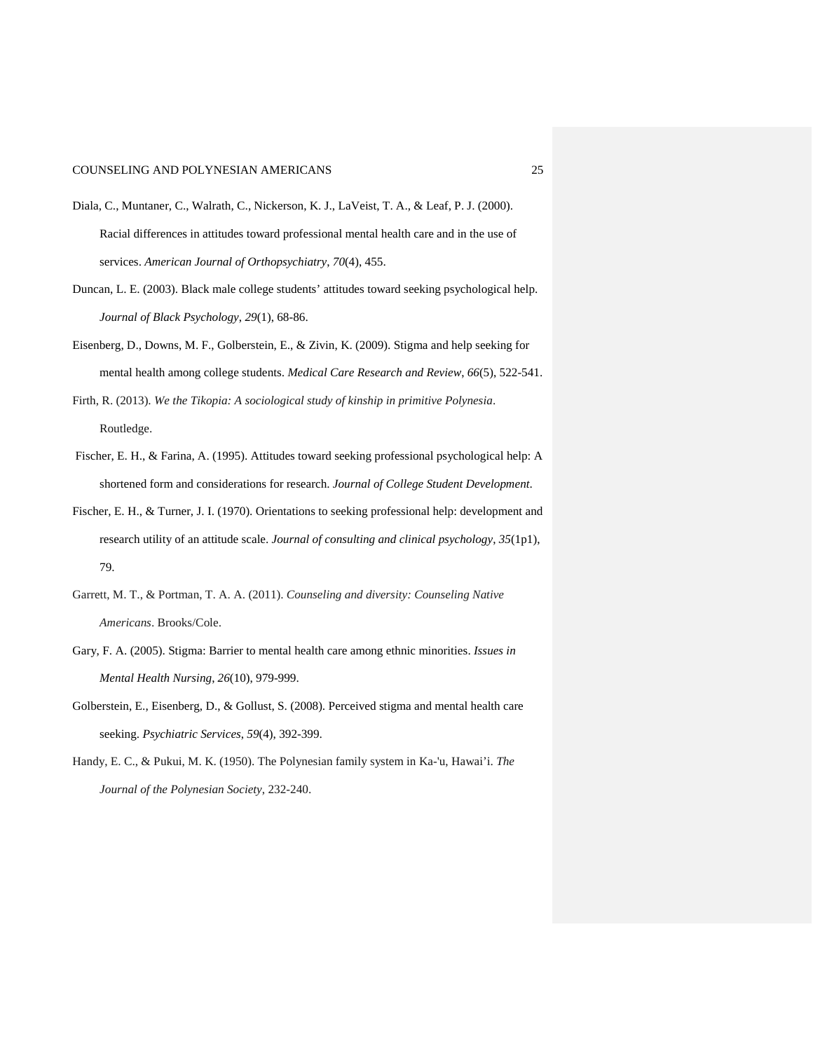Diala, C., Muntaner, C., Walrath, C., Nickerson, K. J., LaVeist, T. A., & Leaf, P. J. (2000). Racial differences in attitudes toward professional mental health care and in the use of services. *American Journal of Orthopsychiatry*, *70*(4), 455.

Duncan, L. E. (2003). Black male college students' attitudes toward seeking psychological help. *Journal of Black Psychology*, *29*(1), 68-86.

Eisenberg, D., Downs, M. F., Golberstein, E., & Zivin, K. (2009). Stigma and help seeking for mental health among college students. *Medical Care Research and Review*, *66*(5), 522-541.

Firth, R. (2013). *We the Tikopia: A sociological study of kinship in primitive Polynesia*. Routledge.

Fischer, E. H., & Farina, A. (1995). Attitudes toward seeking professional psychological help: A shortened form and considerations for research. *Journal of College Student Development*.

Fischer, E. H., & Turner, J. I. (1970). Orientations to seeking professional help: development and research utility of an attitude scale. *Journal of consulting and clinical psychology*, *35*(1p1), 79.

Garrett, M. T., & Portman, T. A. A. (2011). *Counseling and diversity: Counseling Native Americans*. Brooks/Cole.

Gary, F. A. (2005). Stigma: Barrier to mental health care among ethnic minorities. *Issues in Mental Health Nursing*, *26*(10), 979-999.

Golberstein, E., Eisenberg, D., & Gollust, S. (2008). Perceived stigma and mental health care seeking. *Psychiatric Services*, *59*(4), 392-399.

Handy, E. C., & Pukui, M. K. (1950). The Polynesian family system in Ka-'u, Hawai'i. *The Journal of the Polynesian Society*, 232-240.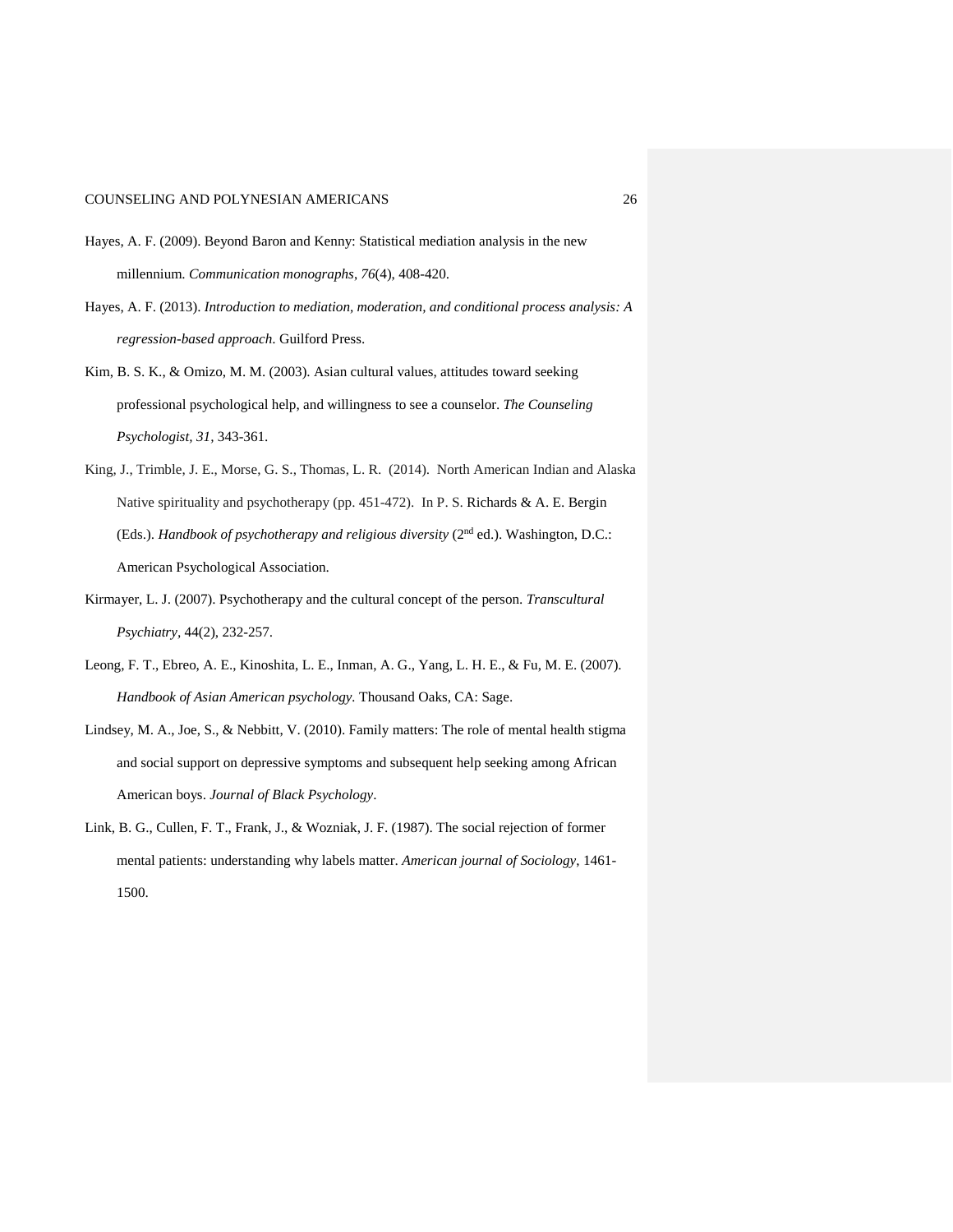Hayes, A. F. (2009). Beyond Baron and Kenny: Statistical mediation analysis in the new millennium. *Communication monographs*, *76*(4), 408-420.

Hayes, A. F. (2013). *Introduction to mediation, moderation, and conditional process analysis: A regression-based approach*. Guilford Press.

Kim, B. S. K., & Omizo, M. M. (2003). Asian cultural values, attitudes toward seeking professional psychological help, and willingness to see a counselor. *The Counseling Psychologist*, *31*, 343-361.

King, J., Trimble, J. E., Morse, G. S., Thomas, L. R. (2014). North American Indian and Alaska Native spirituality and psychotherapy (pp. 451-472). In P. S. Richards & A. E. Bergin (Eds.). *Handbook of psychotherapy and religious diversity* (2nd ed.). Washington, D.C.: American Psychological Association.

Kirmayer, L. J. (2007). Psychotherapy and the cultural concept of the person. *Transcultural Psychiatry*, 44(2), 232-257.

Leong, F. T., Ebreo, A. E., Kinoshita, L. E., Inman, A. G., Yang, L. H. E., & Fu, M. E. (2007). *Handbook of Asian American psychology*. Thousand Oaks, CA: Sage.

Lindsey, M. A., Joe, S., & Nebbitt, V. (2010). Family matters: The role of mental health stigma and social support on depressive symptoms and subsequent help seeking among African American boys. *Journal of Black Psychology*.

Link, B. G., Cullen, F. T., Frank, J., & Wozniak, J. F. (1987). The social rejection of former mental patients: understanding why labels matter. *American journal of Sociology*, 1461-1500.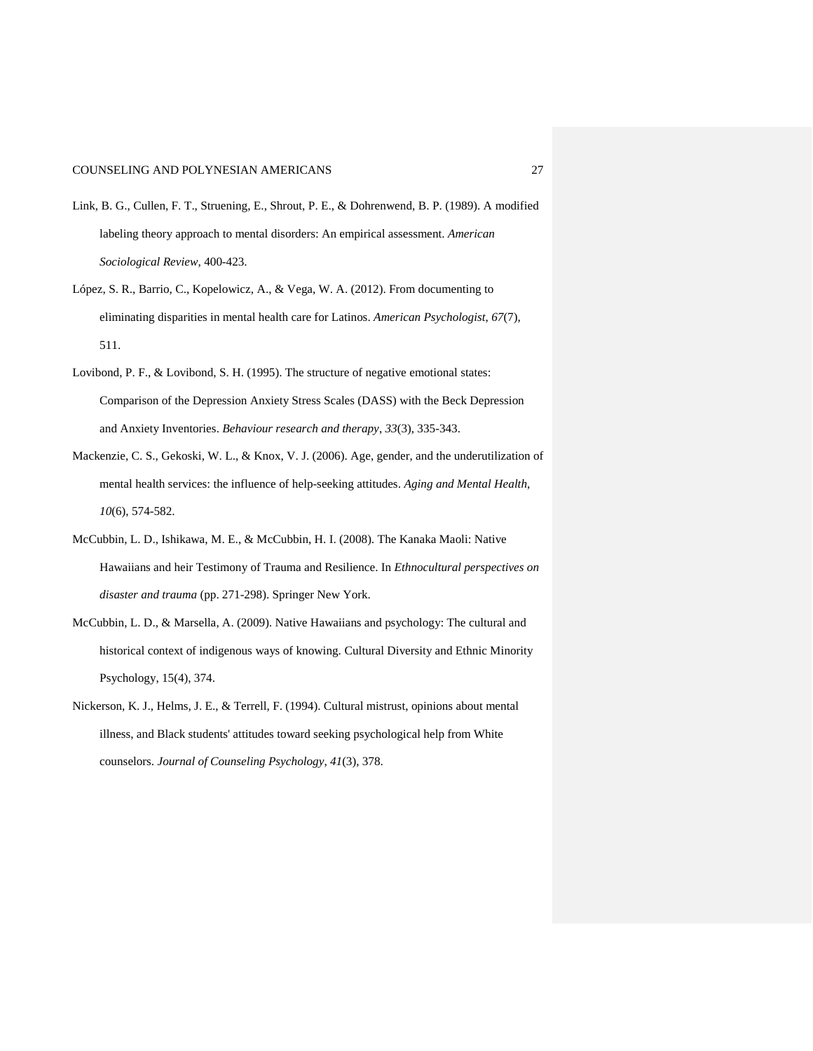Link, B. G., Cullen, F. T., Struening, E., Shrout, P. E., & Dohrenwend, B. P. (1989). A modified labeling theory approach to mental disorders: An empirical assessment. *American Sociological Review*, 400-423.

López, S. R., Barrio, C., Kopelowicz, A., & Vega, W. A. (2012). From documenting to eliminating disparities in mental health care for Latinos. *American Psychologist*, *67*(7), 511.

Lovibond, P. F., & Lovibond, S. H. (1995). The structure of negative emotional states: Comparison of the Depression Anxiety Stress Scales (DASS) with the Beck Depression and Anxiety Inventories. *Behaviour research and therapy*, *33*(3), 335-343.

Mackenzie, C. S., Gekoski, W. L., & Knox, V. J. (2006). Age, gender, and the underutilization of mental health services: the influence of help-seeking attitudes. *Aging and Mental Health*, *10*(6), 574-582.

McCubbin, L. D., Ishikawa, M. E., & McCubbin, H. I. (2008). The Kanaka Maoli: Native Hawaiians and heir Testimony of Trauma and Resilience. In *Ethnocultural perspectives on disaster and trauma* (pp. 271-298). Springer New York.

McCubbin, L. D., & Marsella, A. (2009). Native Hawaiians and psychology: The cultural and historical context of indigenous ways of knowing. Cultural Diversity and Ethnic Minority Psychology, 15(4), 374.

Nickerson, K. J., Helms, J. E., & Terrell, F. (1994). Cultural mistrust, opinions about mental illness, and Black students' attitudes toward seeking psychological help from White counselors. *Journal of Counseling Psychology*, *41*(3), 378.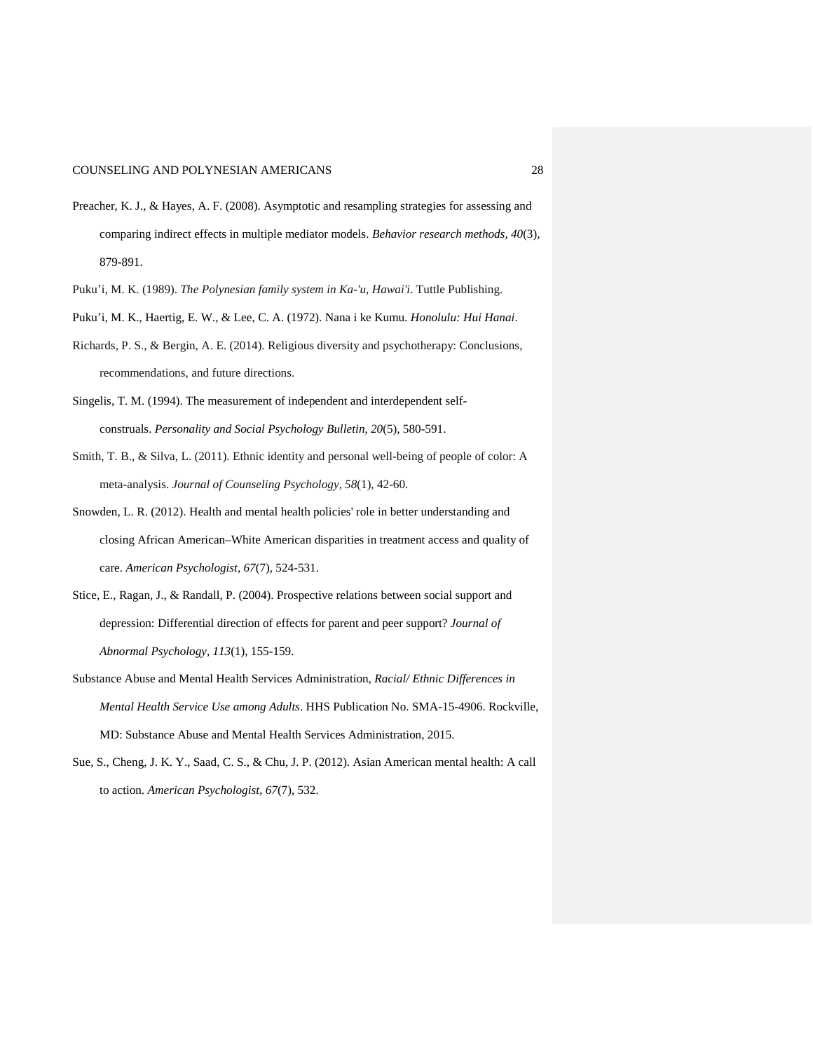Preacher, K. J., & Hayes, A. F. (2008). Asymptotic and resampling strategies for assessing and comparing indirect effects in multiple mediator models. *Behavior research methods*, *40*(3), 879-891.

Puku'i, M. K. (1989). *The Polynesian family system in Ka-'u, Hawai'i*. Tuttle Publishing.

Puku'i, M. K., Haertig, E. W., & Lee, C. A. (1972). Nana i ke Kumu. *Honolulu: Hui Hanai*.

Richards, P. S., & Bergin, A. E. (2014). Religious diversity and psychotherapy: Conclusions, recommendations, and future directions.

Singelis, T. M. (1994). The measurement of independent and interdependent self-construals. *Personality and Social Psychology Bulletin*, *20*(5), 580-591.

Smith, T. B., & Silva, L. (2011). Ethnic identity and personal well-being of people of color: A meta-analysis. *Journal of Counseling Psychology*, *58*(1), 42-60.

Snowden, L. R. (2012). Health and mental health policies' role in better understanding and closing African American–White American disparities in treatment access and quality of care. *American Psychologist*, *67*(7), 524-531.

Stice, E., Ragan, J., & Randall, P. (2004). Prospective relations between social support and depression: Differential direction of effects for parent and peer support? *Journal of Abnormal Psychology*, *113*(1), 155-159.

Substance Abuse and Mental Health Services Administration, *Racial/ Ethnic Differences in Mental Health Service Use among Adults*. HHS Publication No. SMA-15-4906. Rockville, MD: Substance Abuse and Mental Health Services Administration, 2015.

Sue, S., Cheng, J. K. Y., Saad, C. S., & Chu, J. P. (2012). Asian American mental health: A call to action. *American Psychologist*, *67*(7), 532.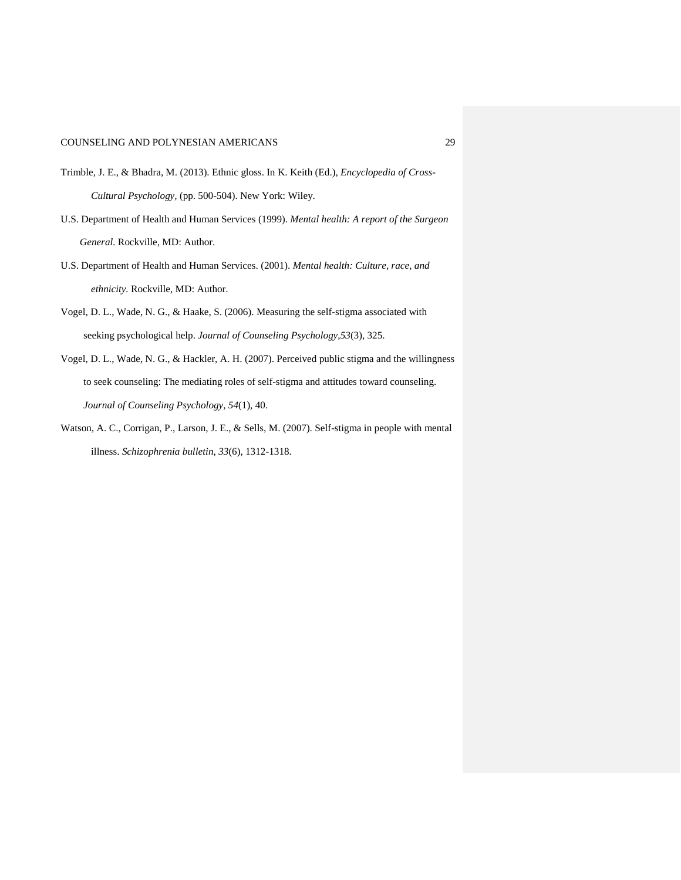Trimble, J. E., & Bhadra, M. (2013). Ethnic gloss. In K. Keith (Ed.), *Encyclopedia of Cross-Cultural Psychology*, (pp. 500-504). New York: Wiley.

U.S. Department of Health and Human Services (1999). *Mental health: A report of the Surgeon General*. Rockville, MD: Author.

U.S. Department of Health and Human Services. (2001). *Mental health: Culture, race, and ethnicity*. Rockville, MD: Author.

Vogel, D. L., Wade, N. G., & Haake, S. (2006). Measuring the self-stigma associated with seeking psychological help. *Journal of Counseling Psychology*,*53*(3), 325.

Vogel, D. L., Wade, N. G., & Hackler, A. H. (2007). Perceived public stigma and the willingness to seek counseling: The mediating roles of self-stigma and attitudes toward counseling. *Journal of Counseling Psychology*, *54*(1), 40.

Watson, A. C., Corrigan, P., Larson, J. E., & Sells, M. (2007). Self-stigma in people with mental illness. *Schizophrenia bulletin*, *33*(6), 1312-1318.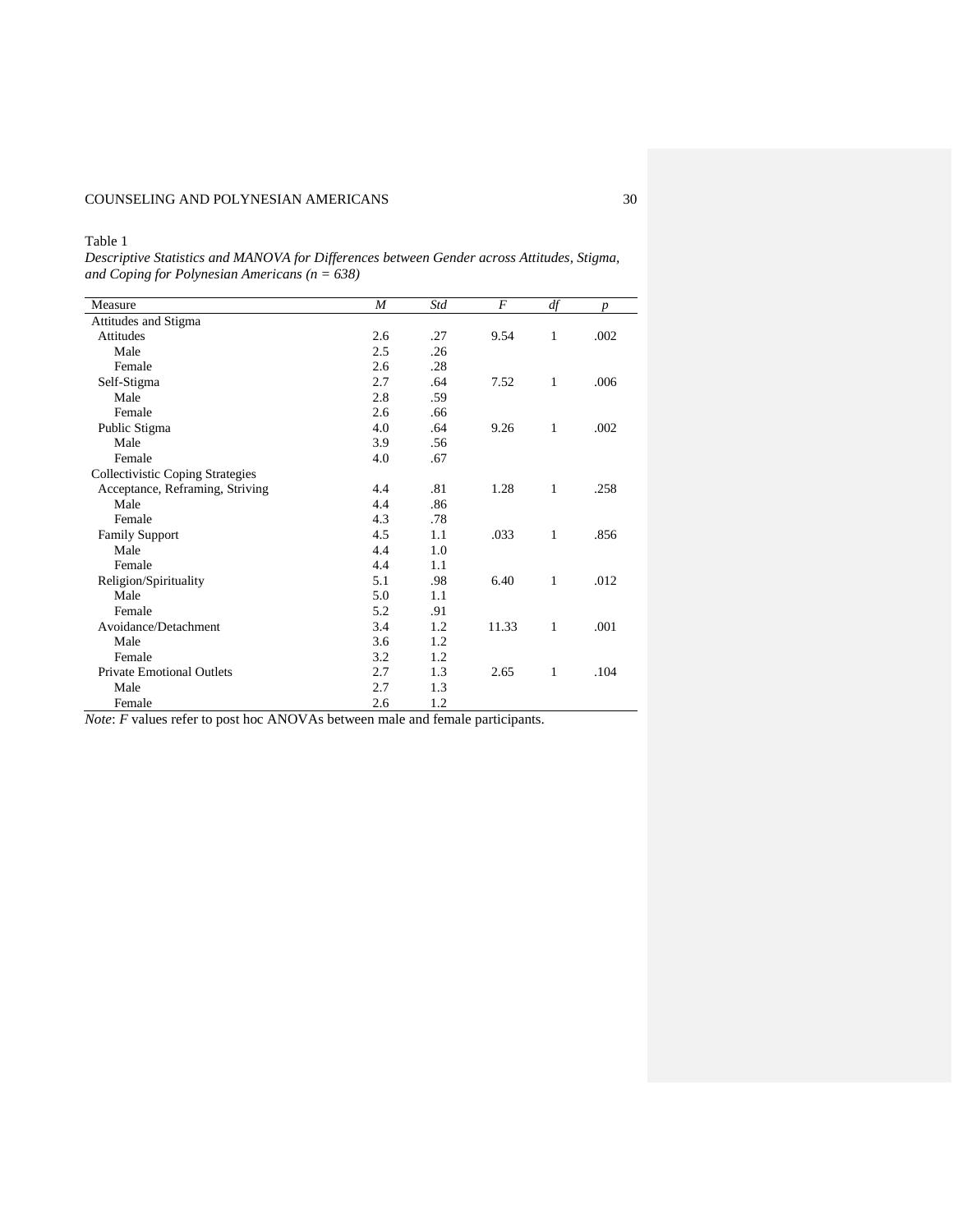Table 1

*Descriptive Statistics and MANOVA for Differences between Gender across Attitudes, Stigma, and Coping for Polynesian Americans (n = 638)*

| Measure | *M* | *Std* | *F* | *df* | *p* |
|---|---|---|---|---|---|
| Attitudes and Stigma | | | | | |
| Attitudes | 2.6 | .27 | 9.54 | 1 | .002 |
| Male | 2.5 | .26 | | | |
| Female | 2.6 | .28 | | | |
| Self-Stigma | 2.7 | .64 | 7.52 | 1 | .006 |
| Male | 2.8 | .59 | | | |
| Female | 2.6 | .66 | | | |
| Public Stigma | 4.0 | .64 | 9.26 | 1 | .002 |
| Male | 3.9 | .56 | | | |
| Female | 4.0 | .67 | | | |
| Collectivistic Coping Strategies | | | | | |
| Acceptance, Reframing, Striving | 4.4 | .81 | 1.28 | 1 | .258 |
| Male | 4.4 | .86 | | | |
| Female | 4.3 | .78 | | | |
| Family Support | 4.5 | 1.1 | .033 | 1 | .856 |
| Male | 4.4 | 1.0 | | | |
| Female | 4.4 | 1.1 | | | |
| Religion/Spirituality | 5.1 | .98 | 6.40 | 1 | .012 |
| Male | 5.0 | 1.1 | | | |
| Female | 5.2 | .91 | | | |
| Avoidance/Detachment | 3.4 | 1.2 | 11.33 | 1 | .001 |
| Male | 3.6 | 1.2 | | | |
| Female | 3.2 | 1.2 | | | |
| Private Emotional Outlets | 2.7 | 1.3 | 2.65 | 1 | .104 |
| Male | 2.7 | 1.3 | | | |
| Female | 2.6 | 1.2 | | | |

*Note*: *F* values refer to post hoc ANOVAs between male and female participants.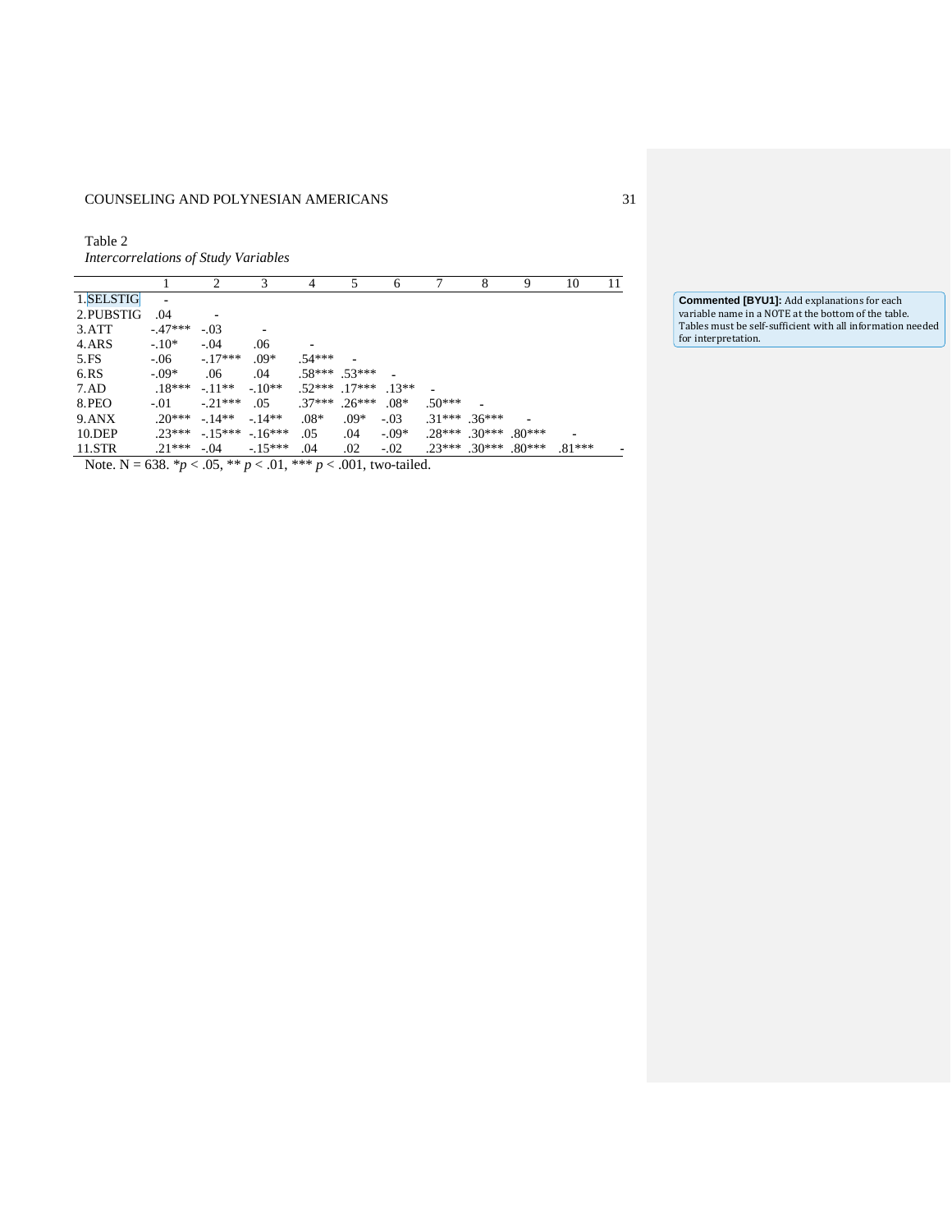Table 2

*Intercorrelations of Study Variables*

| | 1 | 2 | 3 | 4 | 5 | 6 | 7 | 8 | 9 | 10 | 11 |
|---|---|---|---|---|---|---|---|---|---|---|---|
| 1.SELSTIG | - | | | | | | | | | | |
| 2.PUBSTIG | .04 | - | | | | | | | | | |
| 3.ATT | -.47*** | -.03 | - | | | | | | | | |
| 4.ARS | -.10* | -.04 | .06 | - | | | | | | | |
| 5.FS | -.06 | -.17*** | .09* | .54*** | - | | | | | | |
| 6.RS | -.09* | .06 | .04 | .58*** | .53*** | - | | | | | |
| 7.AD | .18*** | -.11** | -.10** | .52*** | .17*** | .13** | - | | | | |
| 8.PEO | -.01 | -.21*** | .05 | .37*** | .26*** | .08* | .50*** | - | | | |
| 9.ANX | .20*** | -.14** | -.14** | .08* | .09* | -.03 | .31*** | .36*** | - | | |
| 10.DEP | .23*** | -.15*** | -.16*** | .05 | .04 | -.09* | .28*** | .30*** | .80*** | - | |
| 11.STR | .21*** | -.04 | -.15*** | .04 | .02 | -.02 | .23*** | .30*** | .80*** | .81*** | - |

Note. N = 638. \**p* < .05, \*\* *p* < .01, \*\*\* *p* < .001, two-tailed.

**Commented [BYU1]:** Add explanations for each variable name in a NOTE at the bottom of the table. Tables must be self-sufficient with all information needed for interpretation.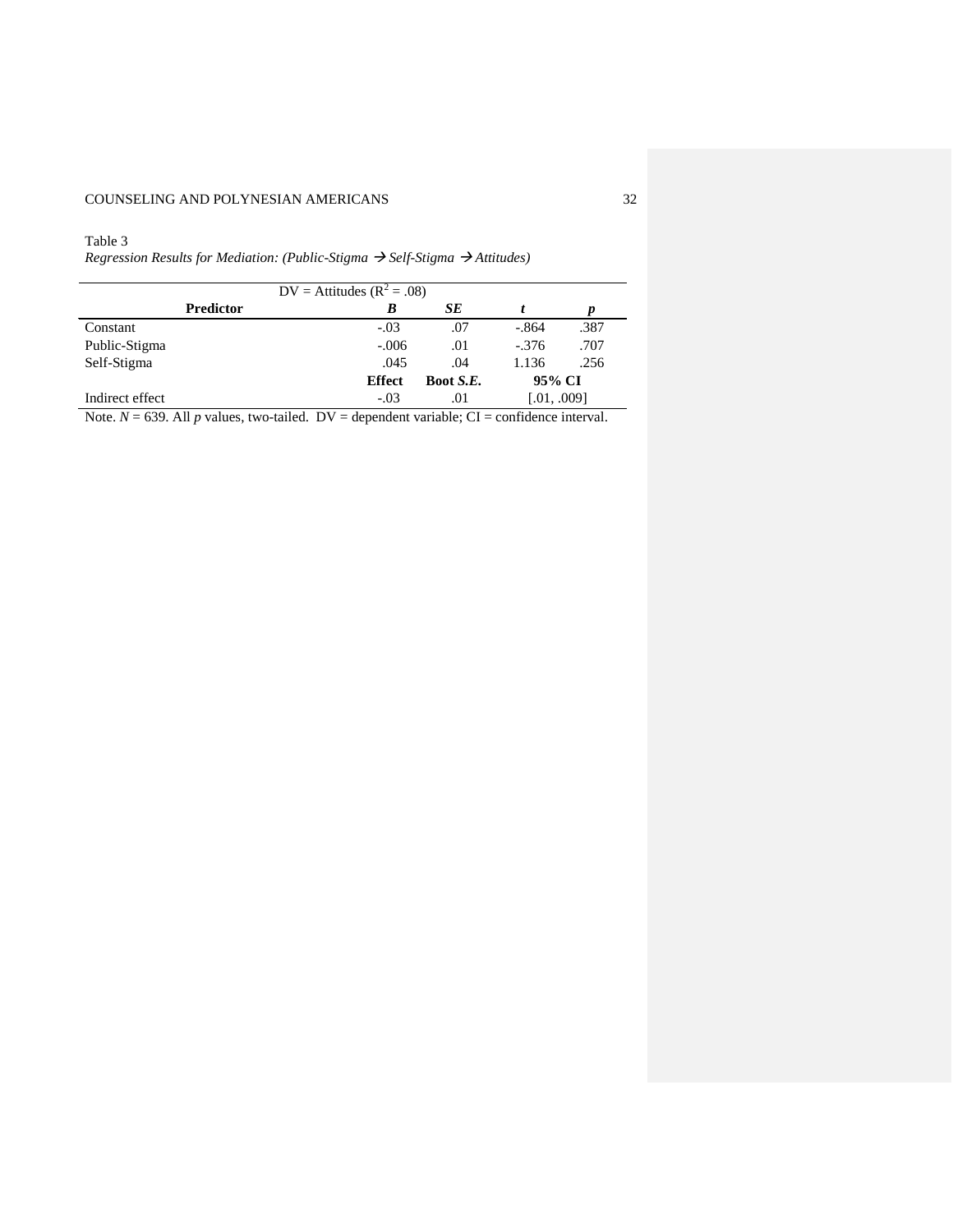Table 3

*Regression Results for Mediation: (Public-Stigma → Self-Stigma → Attitudes)*

| DV = Attitudes ($R^2$ = .08) | | | | |
|---|---|---|---|---|
| **Predictor** | ***B*** | ***SE*** | ***t*** | ***p*** |
| Constant | -.03 | .07 | -.864 | .387 |
| Public-Stigma | -.006 | .01 | -.376 | .707 |
| Self-Stigma | .045 | .04 | 1.136 | .256 |
| | **Effect** | **Boot *S.E.*** | **95% CI** | |
| Indirect effect | -.03 | .01 | [.01, .009] | |

Note. *N* = 639. All *p* values, two-tailed. DV = dependent variable; CI = confidence interval.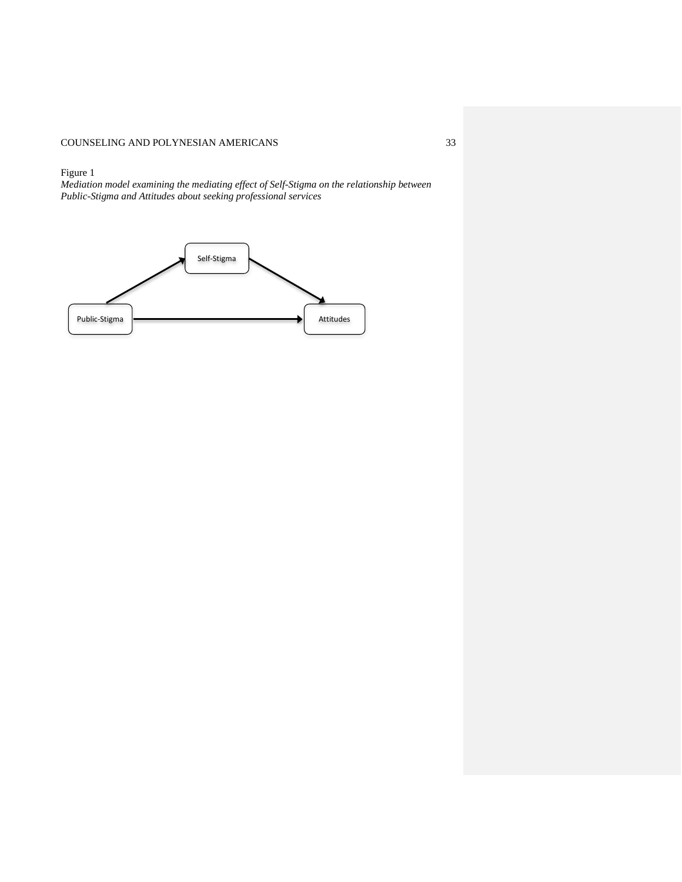Figure 1

*Mediation model examining the mediating effect of Self-Stigma on the relationship between Public-Stigma and Attitudes about seeking professional services*

Self-Stigma

Public-Stigma

Attitudes